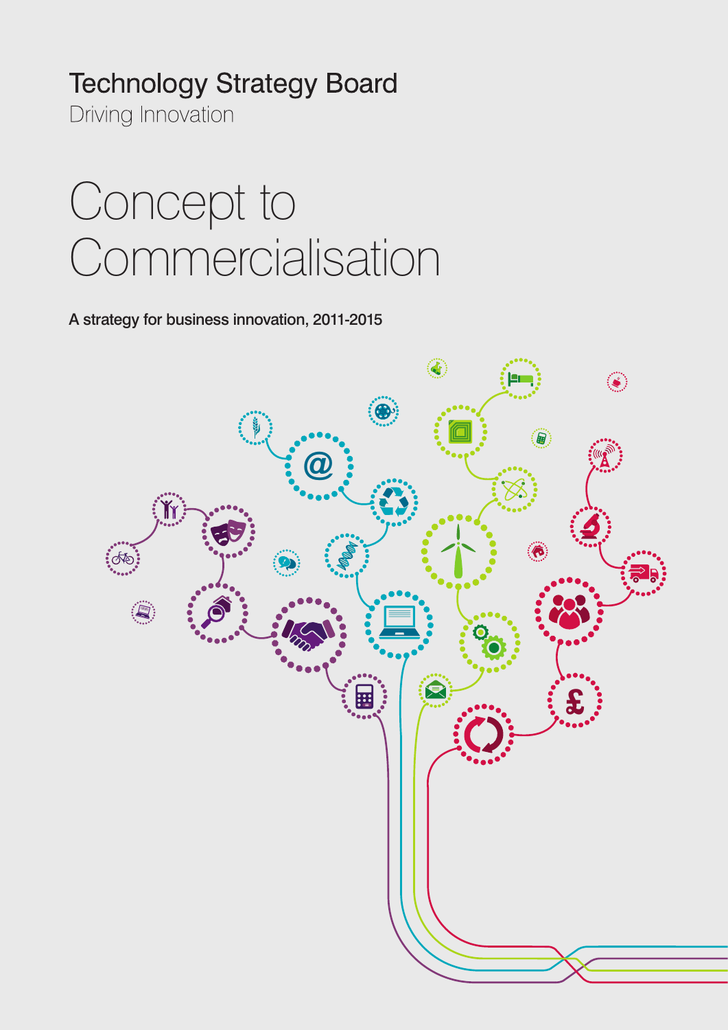Technology Strategy Board

Driving Innovation

# Concept to Commercialisation

**A strategy for business innovation, 2011-2015**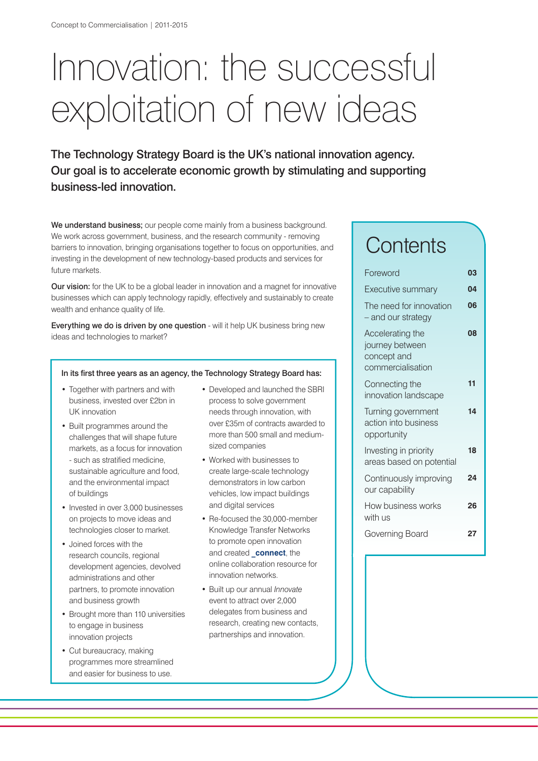# Innovation: the successful exploitation of new ideas

**The Technology Strategy Board is the UK's national innovation agency. Our goal is to accelerate economic growth by stimulating and supporting business-led innovation.**

**We understand business;** our people come mainly from a business background. We work across government, business, and the research community - removing barriers to innovation, bringing organisations together to focus on opportunities, and investing in the development of new technology-based products and services for future markets.

**Our vision:** for the UK to be a global leader in innovation and a magnet for innovative businesses which can apply technology rapidly, effectively and sustainably to create wealth and enhance quality of life.

**Everything we do is driven by one question** - will it help UK business bring new ideas and technologies to market?

**In its first three years as an agency, the Technology Strategy Board has:**

- Together with partners and with business, invested over £2bn in UK innovation
- Built programmes around the challenges that will shape future markets, as a focus for innovation - such as stratified medicine, sustainable agriculture and food, and the environmental impact of buildings
- Invested in over 3,000 businesses on projects to move ideas and technologies closer to market.
- Joined forces with the research councils, regional development agencies, devolved administrations and other partners, to promote innovation and business growth
- Brought more than 110 universities to engage in business innovation projects
- Cut bureaucracy, making programmes more streamlined and easier for business to use.
- Developed and launched the SBRI process to solve government needs through innovation, with over £35m of contracts awarded to more than 500 small and medium-sized companies
- Worked with businesses to create large-scale technology demonstrators in low carbon vehicles, low impact buildings and digital services
- Re-focused the 30,000-member Knowledge Transfer Networks to promote open innovation and created **_connect**, the online collaboration resource for innovation networks.
- Built up our annual *Innovate* event to attract over 2,000 delegates from business and research, creating new contacts, partnerships and innovation.

## Contents

| | |
|---|---|
| Foreword | 03 |
| Executive summary | 04 |
| The need for innovation – and our strategy | 06 |
| Accelerating the journey between concept and commercialisation | 08 |
| Connecting the innovation landscape | 11 |
| Turning government action into business opportunity | 14 |
| Investing in priority areas based on potential | 18 |
| Continuously improving our capability | 24 |
| How business works with us | 26 |
| Governing Board | 27 |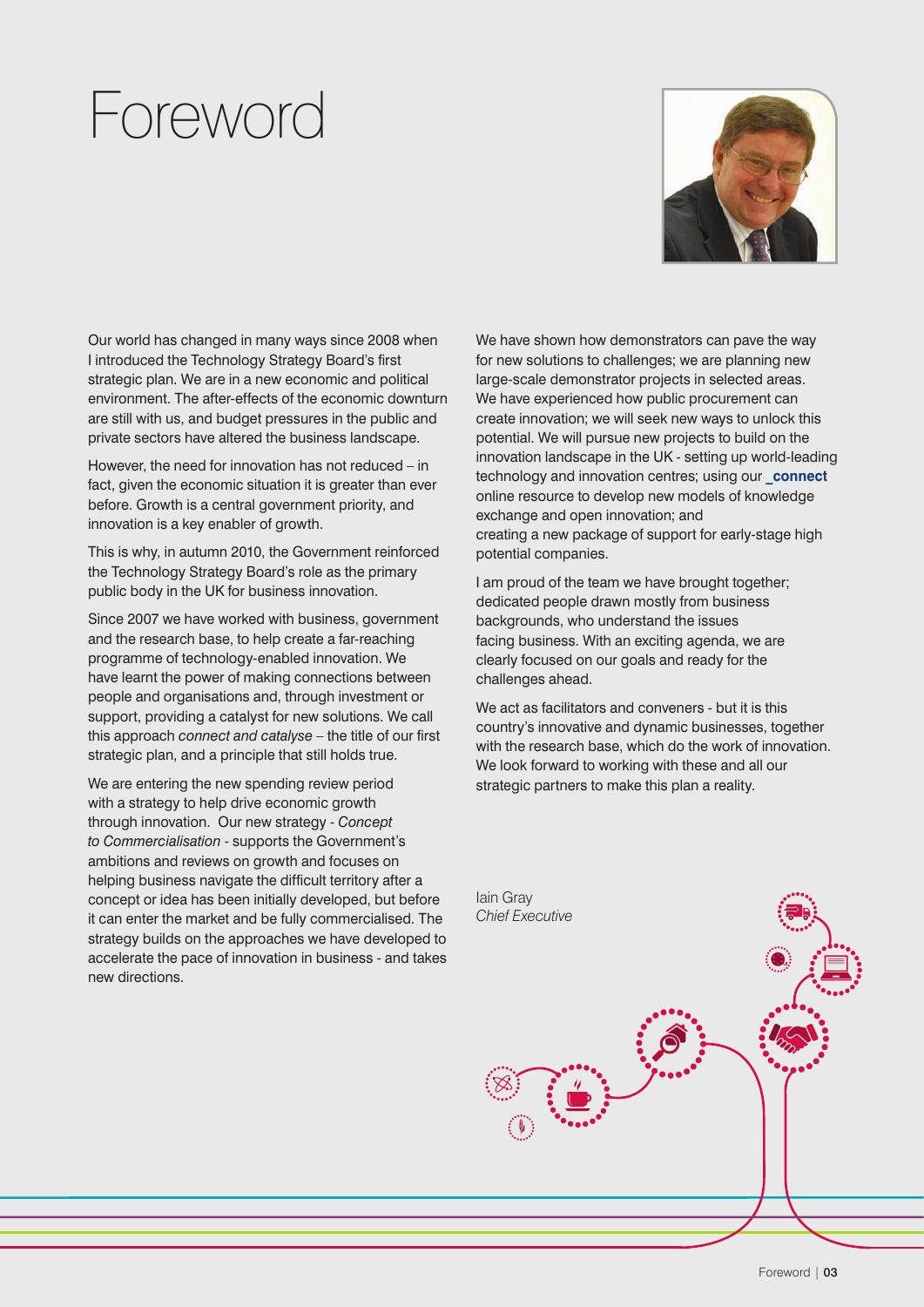# Foreword

Our world has changed in many ways since 2008 when I introduced the Technology Strategy Board's first strategic plan. We are in a new economic and political environment. The after-effects of the economic downturn are still with us, and budget pressures in the public and private sectors have altered the business landscape.

However, the need for innovation has not reduced – in fact, given the economic situation it is greater than ever before. Growth is a central government priority, and innovation is a key enabler of growth.

This is why, in autumn 2010, the Government reinforced the Technology Strategy Board's role as the primary public body in the UK for business innovation.

Since 2007 we have worked with business, government and the research base, to help create a far-reaching programme of technology-enabled innovation. We have learnt the power of making connections between people and organisations and, through investment or support, providing a catalyst for new solutions. We call this approach *connect and catalyse* – the title of our first strategic plan, and a principle that still holds true.

We are entering the new spending review period with a strategy to help drive economic growth through innovation. Our new strategy - *Concept to Commercialisation* - supports the Government's ambitions and reviews on growth and focuses on helping business navigate the difficult territory after a concept or idea has been initially developed, but before it can enter the market and be fully commercialised. The strategy builds on the approaches we have developed to accelerate the pace of innovation in business - and takes new directions.

We have shown how demonstrators can pave the way for new solutions to challenges; we are planning new large-scale demonstrator projects in selected areas. We have experienced how public procurement can create innovation; we will seek new ways to unlock this potential. We will pursue new projects to build on the innovation landscape in the UK - setting up world-leading technology and innovation centres; using our **_connect** online resource to develop new models of knowledge exchange and open innovation; and creating a new package of support for early-stage high potential companies.

I am proud of the team we have brought together; dedicated people drawn mostly from business backgrounds, who understand the issues facing business. With an exciting agenda, we are clearly focused on our goals and ready for the challenges ahead.

We act as facilitators and conveners - but it is this country's innovative and dynamic businesses, together with the research base, which do the work of innovation. We look forward to working with these and all our strategic partners to make this plan a reality.

Iain Gray
*Chief Executive*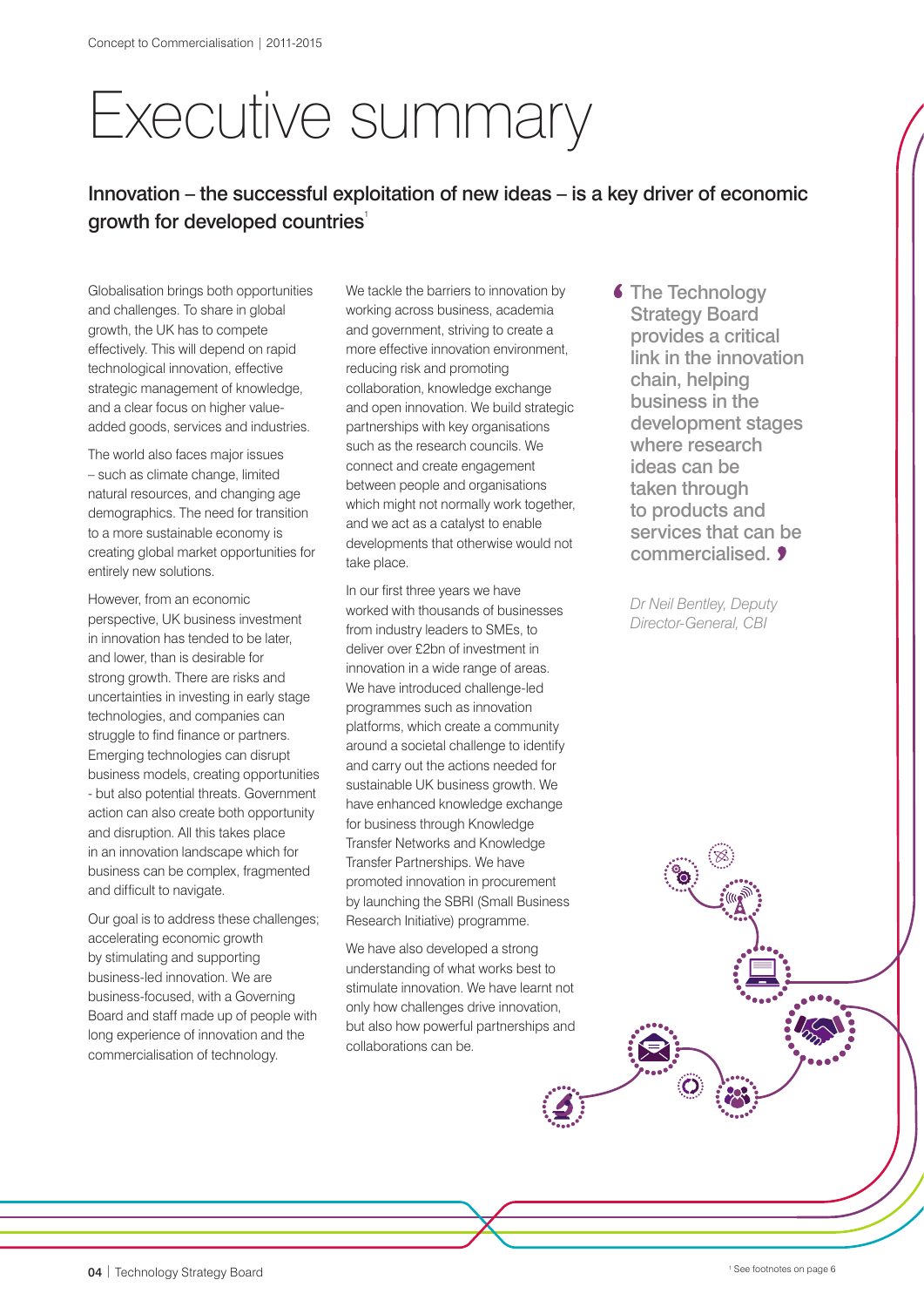# Executive summary

## Innovation – the successful exploitation of new ideas – is a key driver of economic growth for developed countries[1]

Globalisation brings both opportunities and challenges. To share in global growth, the UK has to compete effectively. This will depend on rapid technological innovation, effective strategic management of knowledge, and a clear focus on higher value-added goods, services and industries.

The world also faces major issues – such as climate change, limited natural resources, and changing age demographics. The need for transition to a more sustainable economy is creating global market opportunities for entirely new solutions.

However, from an economic perspective, UK business investment in innovation has tended to be later, and lower, than is desirable for strong growth. There are risks and uncertainties in investing in early stage technologies, and companies can struggle to find finance or partners. Emerging technologies can disrupt business models, creating opportunities - but also potential threats. Government action can also create both opportunity and disruption. All this takes place in an innovation landscape which for business can be complex, fragmented and difficult to navigate.

Our goal is to address these challenges; accelerating economic growth by stimulating and supporting business-led innovation. We are business-focused, with a Governing Board and staff made up of people with long experience of innovation and the commercialisation of technology.

We tackle the barriers to innovation by working across business, academia and government, striving to create a more effective innovation environment, reducing risk and promoting collaboration, knowledge exchange and open innovation. We build strategic partnerships with key organisations such as the research councils. We connect and create engagement between people and organisations which might not normally work together, and we act as a catalyst to enable developments that otherwise would not take place.

In our first three years we have worked with thousands of businesses from industry leaders to SMEs, to deliver over £2bn of investment in innovation in a wide range of areas. We have introduced challenge-led programmes such as innovation platforms, which create a community around a societal challenge to identify and carry out the actions needed for sustainable UK business growth. We have enhanced knowledge exchange for business through Knowledge Transfer Networks and Knowledge Transfer Partnerships. We have promoted innovation in procurement by launching the SBRI (Small Business Research Initiative) programme.

We have also developed a strong understanding of what works best to stimulate innovation. We have learnt not only how challenges drive innovation, but also how powerful partnerships and collaborations can be.

> “The Technology Strategy Board provides a critical link in the innovation chain, helping business in the development stages where research ideas can be taken through to products and services that can be commercialised.”
>
> *Dr Neil Bentley, Deputy Director-General, CBI*

[1] See footnotes on page 6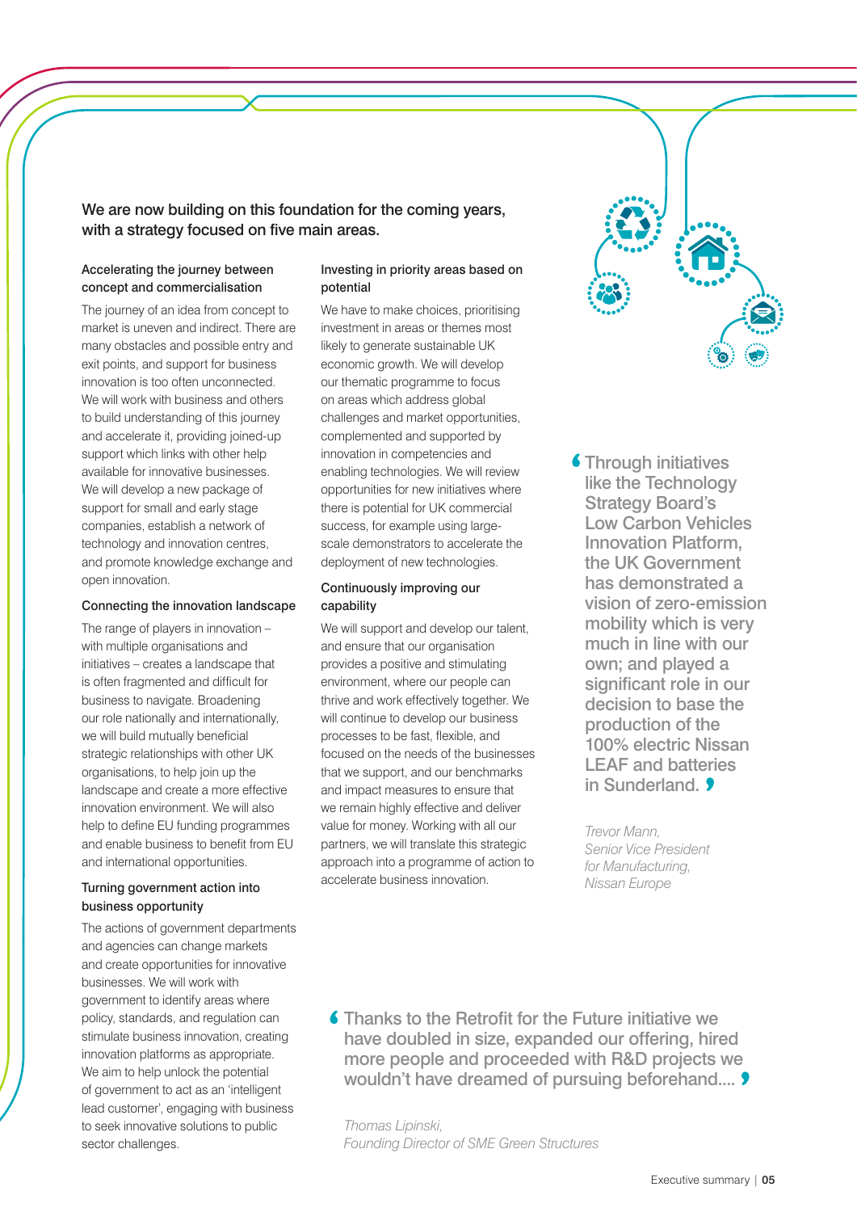We are now building on this foundation for the coming years, with a strategy focused on five main areas.

### Accelerating the journey between concept and commercialisation

The journey of an idea from concept to market is uneven and indirect. There are many obstacles and possible entry and exit points, and support for business innovation is too often unconnected. We will work with business and others to build understanding of this journey and accelerate it, providing joined-up support which links with other help available for innovative businesses. We will develop a new package of support for small and early stage companies, establish a network of technology and innovation centres, and promote knowledge exchange and open innovation.

### Connecting the innovation landscape

The range of players in innovation – with multiple organisations and initiatives – creates a landscape that is often fragmented and difficult for business to navigate. Broadening our role nationally and internationally, we will build mutually beneficial strategic relationships with other UK organisations, to help join up the landscape and create a more effective innovation environment. We will also help to define EU funding programmes and enable business to benefit from EU and international opportunities.

### Turning government action into business opportunity

The actions of government departments and agencies can change markets and create opportunities for innovative businesses. We will work with government to identify areas where policy, standards, and regulation can stimulate business innovation, creating innovation platforms as appropriate. We aim to help unlock the potential of government to act as an 'intelligent lead customer', engaging with business to seek innovative solutions to public sector challenges.

### Investing in priority areas based on potential

We have to make choices, prioritising investment in areas or themes most likely to generate sustainable UK economic growth. We will develop our thematic programme to focus on areas which address global challenges and market opportunities, complemented and supported by innovation in competencies and enabling technologies. We will review opportunities for new initiatives where there is potential for UK commercial success, for example using large-scale demonstrators to accelerate the deployment of new technologies.

### Continuously improving our capability

We will support and develop our talent, and ensure that our organisation provides a positive and stimulating environment, where our people can thrive and work effectively together. We will continue to develop our business processes to be fast, flexible, and focused on the needs of the businesses that we support, and our benchmarks and impact measures to ensure that we remain highly effective and deliver value for money. Working with all our partners, we will translate this strategic approach into a programme of action to accelerate business innovation.

> "Through initiatives like the Technology Strategy Board's Low Carbon Vehicles Innovation Platform, the UK Government has demonstrated a vision of zero-emission mobility which is very much in line with our own; and played a significant role in our decision to base the production of the 100% electric Nissan LEAF and batteries in Sunderland."
>
> *Trevor Mann, Senior Vice President for Manufacturing, Nissan Europe*

> "Thanks to the Retrofit for the Future initiative we have doubled in size, expanded our offering, hired more people and proceeded with R&D projects we wouldn't have dreamed of pursuing beforehand...."
>
> *Thomas Lipinski, Founding Director of SME Green Structures*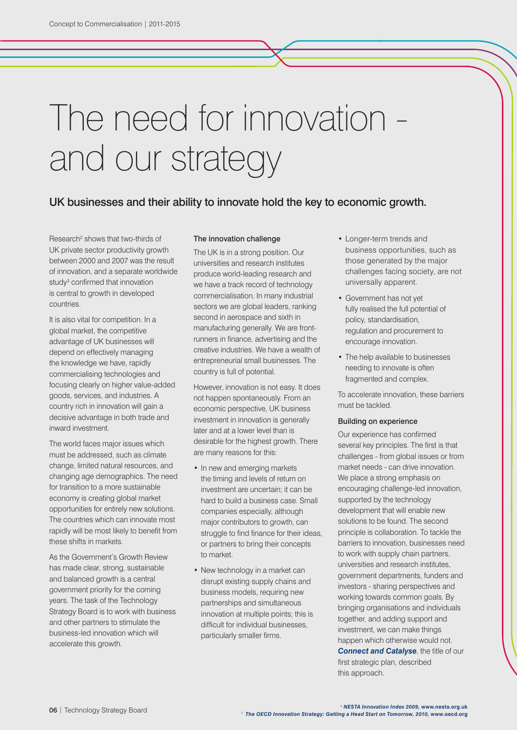# The need for innovation - and our strategy

## UK businesses and their ability to innovate hold the key to economic growth.

Research[2] shows that two-thirds of UK private sector productivity growth between 2000 and 2007 was the result of innovation, and a separate worldwide study[3] confirmed that innovation is central to growth in developed countries.

It is also vital for competition. In a global market, the competitive advantage of UK businesses will depend on effectively managing the knowledge we have, rapidly commercialising technologies and focusing clearly on higher value-added goods, services, and industries. A country rich in innovation will gain a decisive advantage in both trade and inward investment.

The world faces major issues which must be addressed, such as climate change, limited natural resources, and changing age demographics. The need for transition to a more sustainable economy is creating global market opportunities for entirely new solutions. The countries which can innovate most rapidly will be most likely to benefit from these shifts in markets.

As the Government's Growth Review has made clear, strong, sustainable and balanced growth is a central government priority for the coming years. The task of the Technology Strategy Board is to work with business and other partners to stimulate the business-led innovation which will accelerate this growth.

### The innovation challenge

The UK is in a strong position. Our universities and research institutes produce world-leading research and we have a track record of technology commercialisation. In many industrial sectors we are global leaders, ranking second in aerospace and sixth in manufacturing generally. We are front-runners in finance, advertising and the creative industries. We have a wealth of entrepreneurial small businesses. The country is full of potential.

However, innovation is not easy. It does not happen spontaneously. From an economic perspective, UK business investment in innovation is generally later and at a lower level than is desirable for the highest growth. There are many reasons for this:

- In new and emerging markets the timing and levels of return on investment are uncertain; it can be hard to build a business case. Small companies especially, although major contributors to growth, can struggle to find finance for their ideas, or partners to bring their concepts to market.
- New technology in a market can disrupt existing supply chains and business models, requiring new partnerships and simultaneous innovation at multiple points; this is difficult for individual businesses, particularly smaller firms.
- Longer-term trends and business opportunities, such as those generated by the major challenges facing society, are not universally apparent.
- Government has not yet fully realised the full potential of policy, standardisation, regulation and procurement to encourage innovation.
- The help available to businesses needing to innovate is often fragmented and complex.

To accelerate innovation, these barriers must be tackled.

### Building on experience

Our experience has confirmed several key principles. The first is that challenges - from global issues or from market needs - can drive innovation. We place a strong emphasis on encouraging challenge-led innovation, supported by the technology development that will enable new solutions to be found. The second principle is collaboration. To tackle the barriers to innovation, businesses need to work with supply chain partners, universities and research institutes, government departments, funders and investors - sharing perspectives and working towards common goals. By bringing organisations and individuals together, and adding support and investment, we can make things happen which otherwise would not. ***Connect and Catalyse***, the title of our first strategic plan, described this approach.

[2] *NESTA Innovation Index 2009, www.nesta.org.uk*
[3] *The OECD Innovation Strategy: Getting a Head Start on Tomorrow, 2010, www.oecd.org*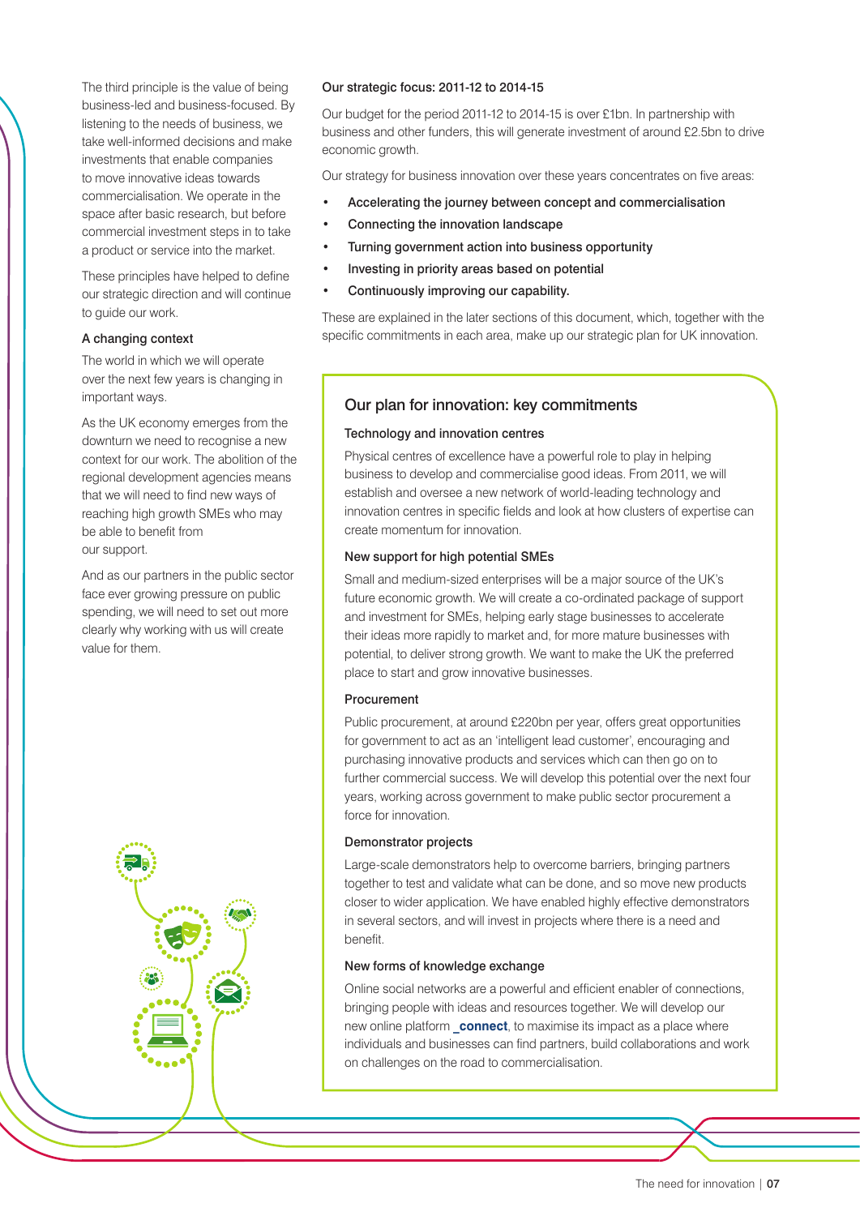The third principle is the value of being business-led and business-focused. By listening to the needs of business, we take well-informed decisions and make investments that enable companies to move innovative ideas towards commercialisation. We operate in the space after basic research, but before commercial investment steps in to take a product or service into the market.

These principles have helped to define our strategic direction and will continue to guide our work.

### A changing context

The world in which we will operate over the next few years is changing in important ways.

As the UK economy emerges from the downturn we need to recognise a new context for our work. The abolition of the regional development agencies means that we will need to find new ways of reaching high growth SMEs who may be able to benefit from our support.

And as our partners in the public sector face ever growing pressure on public spending, we will need to set out more clearly why working with us will create value for them.

### Our strategic focus: 2011-12 to 2014-15

Our budget for the period 2011-12 to 2014-15 is over £1bn. In partnership with business and other funders, this will generate investment of around £2.5bn to drive economic growth.

Our strategy for business innovation over these years concentrates on five areas:

- Accelerating the journey between concept and commercialisation
- Connecting the innovation landscape
- Turning government action into business opportunity
- Investing in priority areas based on potential
- Continuously improving our capability.

These are explained in the later sections of this document, which, together with the specific commitments in each area, make up our strategic plan for UK innovation.

## Our plan for innovation: key commitments

### Technology and innovation centres

Physical centres of excellence have a powerful role to play in helping business to develop and commercialise good ideas. From 2011, we will establish and oversee a new network of world-leading technology and innovation centres in specific fields and look at how clusters of expertise can create momentum for innovation.

### New support for high potential SMEs

Small and medium-sized enterprises will be a major source of the UK's future economic growth. We will create a co-ordinated package of support and investment for SMEs, helping early stage businesses to accelerate their ideas more rapidly to market and, for more mature businesses with potential, to deliver strong growth. We want to make the UK the preferred place to start and grow innovative businesses.

### Procurement

Public procurement, at around £220bn per year, offers great opportunities for government to act as an 'intelligent lead customer', encouraging and purchasing innovative products and services which can then go on to further commercial success. We will develop this potential over the next four years, working across government to make public sector procurement a force for innovation.

### Demonstrator projects

Large-scale demonstrators help to overcome barriers, bringing partners together to test and validate what can be done, and so move new products closer to wider application. We have enabled highly effective demonstrators in several sectors, and will invest in projects where there is a need and benefit.

### New forms of knowledge exchange

Online social networks are a powerful and efficient enabler of connections, bringing people with ideas and resources together. We will develop our new online platform **_connect**, to maximise its impact as a place where individuals and businesses can find partners, build collaborations and work on challenges on the road to commercialisation.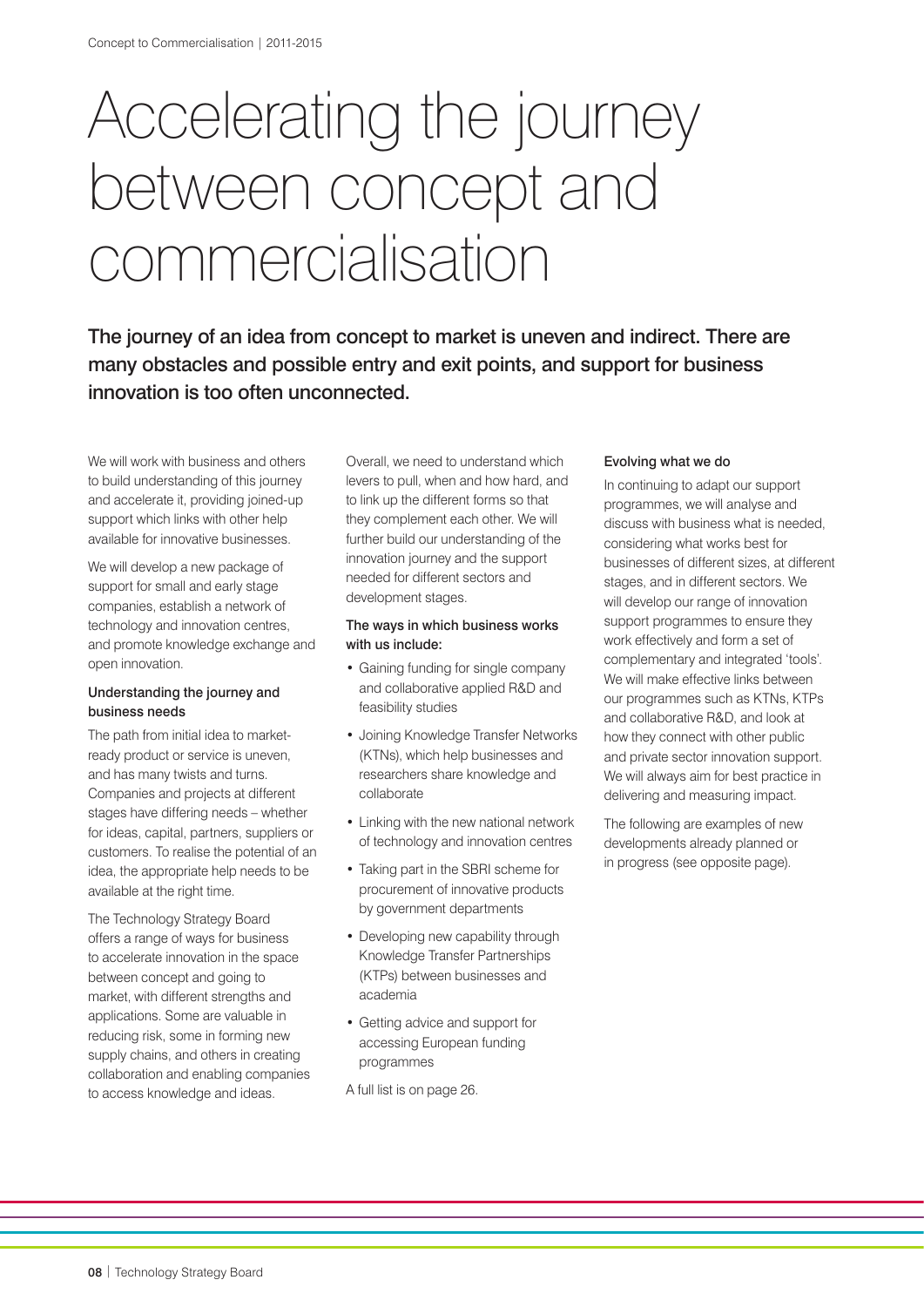# Accelerating the journey between concept and commercialisation

**The journey of an idea from concept to market is uneven and indirect. There are many obstacles and possible entry and exit points, and support for business innovation is too often unconnected.**

We will work with business and others to build understanding of this journey and accelerate it, providing joined-up support which links with other help available for innovative businesses.

We will develop a new package of support for small and early stage companies, establish a network of technology and innovation centres, and promote knowledge exchange and open innovation.

### Understanding the journey and business needs

The path from initial idea to market-ready product or service is uneven, and has many twists and turns. Companies and projects at different stages have differing needs – whether for ideas, capital, partners, suppliers or customers. To realise the potential of an idea, the appropriate help needs to be available at the right time.

The Technology Strategy Board offers a range of ways for business to accelerate innovation in the space between concept and going to market, with different strengths and applications. Some are valuable in reducing risk, some in forming new supply chains, and others in creating collaboration and enabling companies to access knowledge and ideas.

Overall, we need to understand which levers to pull, when and how hard, and to link up the different forms so that they complement each other. We will further build our understanding of the innovation journey and the support needed for different sectors and development stages.

### The ways in which business works with us include:

- Gaining funding for single company and collaborative applied R&D and feasibility studies
- Joining Knowledge Transfer Networks (KTNs), which help businesses and researchers share knowledge and collaborate
- Linking with the new national network of technology and innovation centres
- Taking part in the SBRI scheme for procurement of innovative products by government departments
- Developing new capability through Knowledge Transfer Partnerships (KTPs) between businesses and academia
- Getting advice and support for accessing European funding programmes

A full list is on page 26.

### Evolving what we do

In continuing to adapt our support programmes, we will analyse and discuss with business what is needed, considering what works best for businesses of different sizes, at different stages, and in different sectors. We will develop our range of innovation support programmes to ensure they work effectively and form a set of complementary and integrated 'tools'. We will make effective links between our programmes such as KTNs, KTPs and collaborative R&D, and look at how they connect with other public and private sector innovation support. We will always aim for best practice in delivering and measuring impact.

The following are examples of new developments already planned or in progress (see opposite page).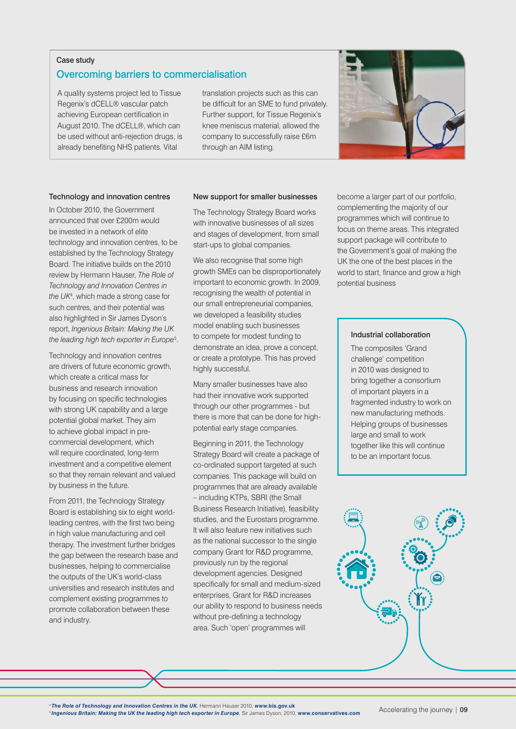## Case study

### Overcoming barriers to commercialisation

A quality systems project led to Tissue Regenix's dCELL® vascular patch achieving European certification in August 2010. The dCELL®, which can be used without anti-rejection drugs, is already benefiting NHS patients. Vital translation projects such as this can be difficult for an SME to fund privately. Further support, for Tissue Regenix's knee meniscus material, allowed the company to successfully raise £6m through an AIM listing.

### Technology and innovation centres

In October 2010, the Government announced that over £200m would be invested in a network of elite technology and innovation centres, to be established by the Technology Strategy Board. The initiative builds on the 2010 review by Hermann Hauser, *The Role of Technology and Innovation Centres in the UK*[4], which made a strong case for such centres, and their potential was also highlighted in Sir James Dyson's report, *Ingenious Britain: Making the UK the leading high tech exporter in Europe*[5].

Technology and innovation centres are drivers of future economic growth, which create a critical mass for business and research innovation by focusing on specific technologies with strong UK capability and a large potential global market. They aim to achieve global impact in pre-commercial development, which will require coordinated, long-term investment and a competitive element so that they remain relevant and valued by business in the future.

From 2011, the Technology Strategy Board is establishing six to eight world-leading centres, with the first two being in high value manufacturing and cell therapy. The investment further bridges the gap between the research base and businesses, helping to commercialise the outputs of the UK's world-class universities and research institutes and complement existing programmes to promote collaboration between these and industry.

### New support for smaller businesses

The Technology Strategy Board works with innovative businesses of all sizes and stages of development, from small start-ups to global companies.

We also recognise that some high growth SMEs can be disproportionately important to economic growth. In 2009, recognising the wealth of potential in our small entrepreneurial companies, we developed a feasibility studies model enabling such businesses to compete for modest funding to demonstrate an idea, prove a concept, or create a prototype. This has proved highly successful.

Many smaller businesses have also had their innovative work supported through our other programmes - but there is more that can be done for high-potential early stage companies.

Beginning in 2011, the Technology Strategy Board will create a package of co-ordinated support targeted at such companies. This package will build on programmes that are already available – including KTPs, SBRI (the Small Business Research Initiative), feasibility studies, and the Eurostars programme. It will also feature new initiatives such as the national successor to the single company Grant for R&D programme, previously run by the regional development agencies. Designed specifically for small and medium-sized enterprises, Grant for R&D increases our ability to respond to business needs without pre-defining a technology area. Such 'open' programmes will become a larger part of our portfolio, complementing the majority of our programmes which will continue to focus on theme areas. This integrated support package will contribute to the Government's goal of making the UK the one of the best places in the world to start, finance and grow a high potential business

### Industrial collaboration

The composites 'Grand challenge' competition in 2010 was designed to bring together a consortium of important players in a fragmented industry to work on new manufacturing methods. Helping groups of businesses large and small to work together like this will continue to be an important focus.

[4] ***The Role of Technology and Innovation Centres in the UK***, Hermann Hauser 2010, **www.bis.gov.uk**
[5] ***Ingenious Britain: Making the UK the leading high tech exporter in Europe***, Sir James Dyson, 2010, **www.conservatives.com**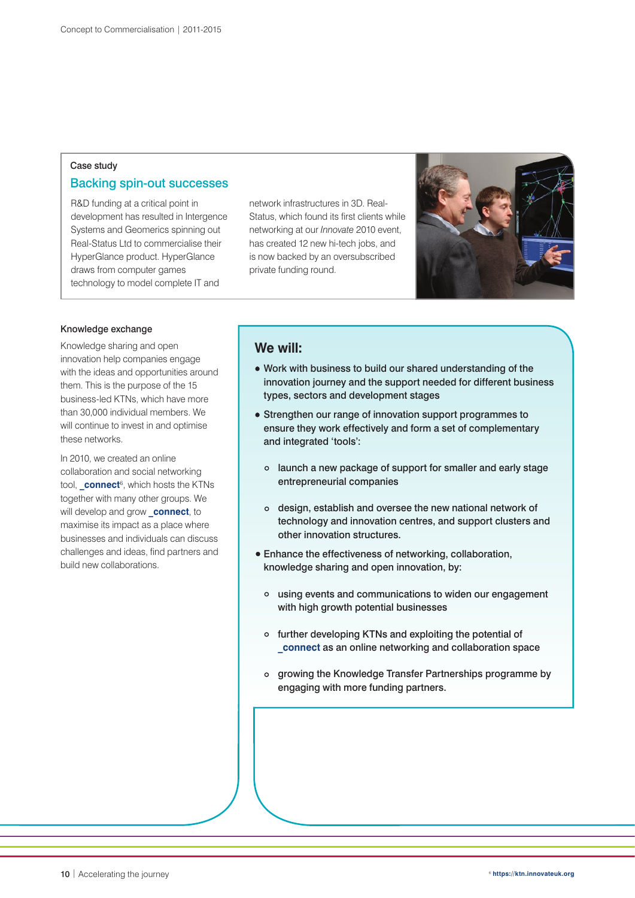### Case study

## Backing spin-out successes

R&D funding at a critical point in development has resulted in Intergence Systems and Geomerics spinning out Real-Status Ltd to commercialise their HyperGlance product. HyperGlance draws from computer games technology to model complete IT and network infrastructures in 3D. Real-Status, which found its first clients while networking at our *Innovate* 2010 event, has created 12 new hi-tech jobs, and is now backed by an oversubscribed private funding round.

### Knowledge exchange

Knowledge sharing and open innovation help companies engage with the ideas and opportunities around them. This is the purpose of the 15 business-led KTNs, which have more than 30,000 individual members. We will continue to invest in and optimise these networks.

In 2010, we created an online collaboration and social networking tool, **_connect**[6], which hosts the KTNs together with many other groups. We will develop and grow **_connect**, to maximise its impact as a place where businesses and individuals can discuss challenges and ideas, find partners and build new collaborations.

## We will:

- Work with business to build our shared understanding of the innovation journey and the support needed for different business types, sectors and development stages
- Strengthen our range of innovation support programmes to ensure they work effectively and form a set of complementary and integrated 'tools':
  - launch a new package of support for smaller and early stage entrepreneurial companies
  - design, establish and oversee the new national network of technology and innovation centres, and support clusters and other innovation structures.
- Enhance the effectiveness of networking, collaboration, knowledge sharing and open innovation, by:
  - using events and communications to widen our engagement with high growth potential businesses
  - further developing KTNs and exploiting the potential of **_connect** as an online networking and collaboration space
  - growing the Knowledge Transfer Partnerships programme by engaging with more funding partners.

[6] https://ktn.innovateuk.org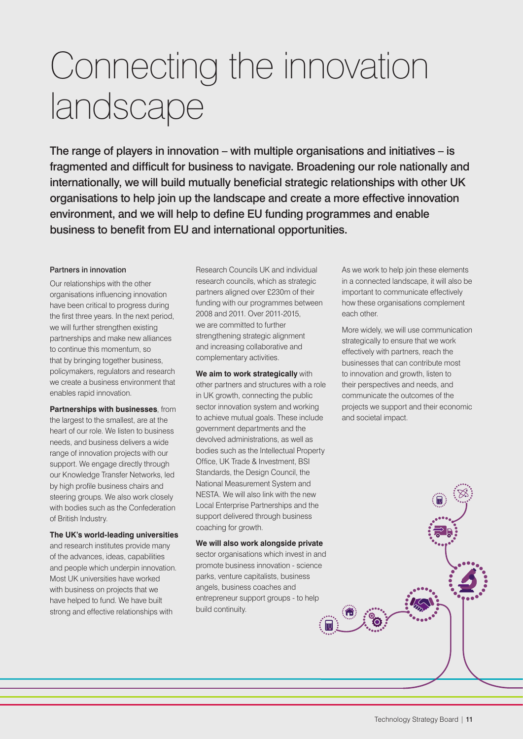# Connecting the innovation landscape

**The range of players in innovation – with multiple organisations and initiatives – is fragmented and difficult for business to navigate. Broadening our role nationally and internationally, we will build mutually beneficial strategic relationships with other UK organisations to help join up the landscape and create a more effective innovation environment, and we will help to define EU funding programmes and enable business to benefit from EU and international opportunities.**

### Partners in innovation

Our relationships with the other organisations influencing innovation have been critical to progress during the first three years. In the next period, we will further strengthen existing partnerships and make new alliances to continue this momentum, so that by bringing together business, policymakers, regulators and research we create a business environment that enables rapid innovation.

**Partnerships with businesses**, from the largest to the smallest, are at the heart of our role. We listen to business needs, and business delivers a wide range of innovation projects with our support. We engage directly through our Knowledge Transfer Networks, led by high profile business chairs and steering groups. We also work closely with bodies such as the Confederation of British Industry.

**The UK's world-leading universities** and research institutes provide many of the advances, ideas, capabilities and people which underpin innovation. Most UK universities have worked with business on projects that we have helped to fund. We have built strong and effective relationships with Research Councils UK and individual research councils, which as strategic partners aligned over £230m of their funding with our programmes between 2008 and 2011. Over 2011-2015, we are committed to further strengthening strategic alignment and increasing collaborative and complementary activities.

**We aim to work strategically** with other partners and structures with a role in UK growth, connecting the public sector innovation system and working to achieve mutual goals. These include government departments and the devolved administrations, as well as bodies such as the Intellectual Property Office, UK Trade & Investment, BSI Standards, the Design Council, the National Measurement System and NESTA. We will also link with the new Local Enterprise Partnerships and the support delivered through business coaching for growth.

**We will also work alongside private** sector organisations which invest in and promote business innovation - science parks, venture capitalists, business angels, business coaches and entrepreneur support groups - to help build continuity.

As we work to help join these elements in a connected landscape, it will also be important to communicate effectively how these organisations complement each other.

More widely, we will use communication strategically to ensure that we work effectively with partners, reach the businesses that can contribute most to innovation and growth, listen to their perspectives and needs, and communicate the outcomes of the projects we support and their economic and societal impact.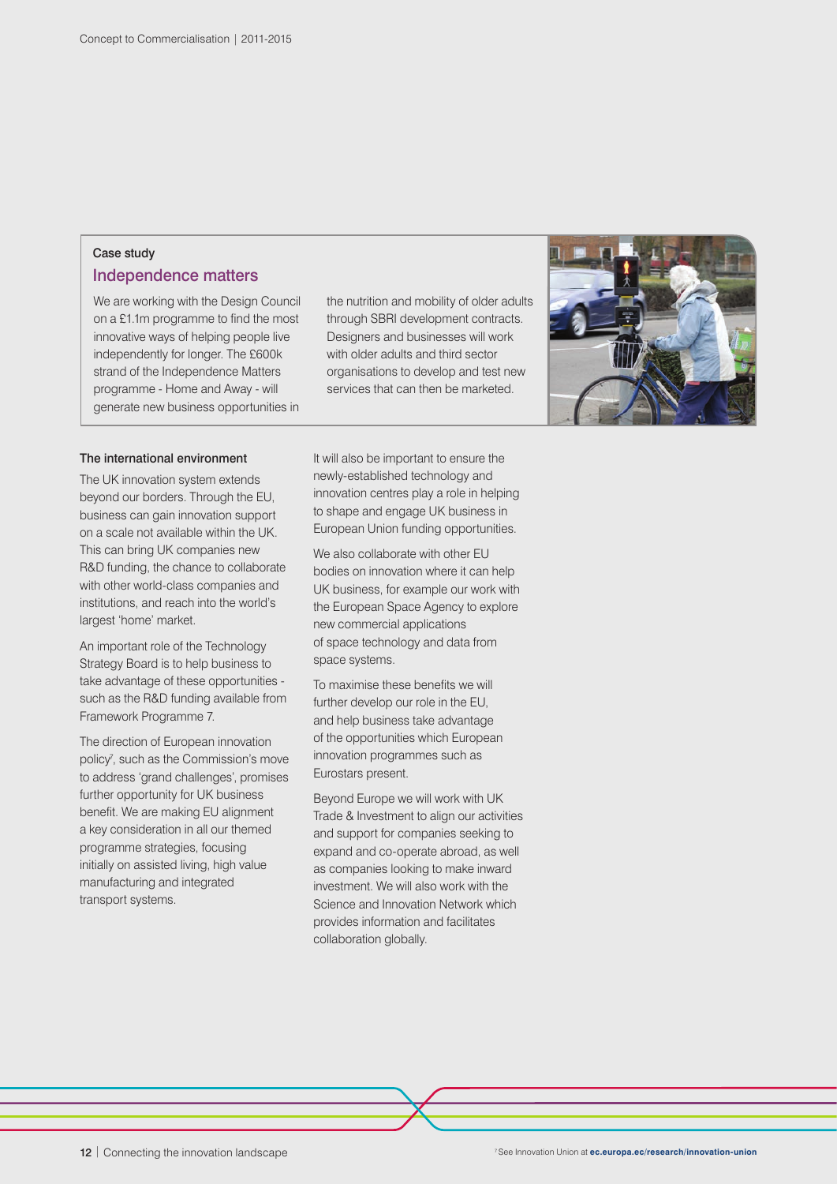## Case study

### Independence matters

We are working with the Design Council on a £1.1m programme to find the most innovative ways of helping people live independently for longer. The £600k strand of the Independence Matters programme - Home and Away - will generate new business opportunities in the nutrition and mobility of older adults through SBRI development contracts. Designers and businesses will work with older adults and third sector organisations to develop and test new services that can then be marketed.

### The international environment

The UK innovation system extends beyond our borders. Through the EU, business can gain innovation support on a scale not available within the UK. This can bring UK companies new R&D funding, the chance to collaborate with other world-class companies and institutions, and reach into the world's largest 'home' market.

An important role of the Technology Strategy Board is to help business to take advantage of these opportunities - such as the R&D funding available from Framework Programme 7.

The direction of European innovation policy[7], such as the Commission's move to address 'grand challenges', promises further opportunity for UK business benefit. We are making EU alignment a key consideration in all our themed programme strategies, focusing initially on assisted living, high value manufacturing and integrated transport systems.

It will also be important to ensure the newly-established technology and innovation centres play a role in helping to shape and engage UK business in European Union funding opportunities.

We also collaborate with other EU bodies on innovation where it can help UK business, for example our work with the European Space Agency to explore new commercial applications of space technology and data from space systems.

To maximise these benefits we will further develop our role in the EU, and help business take advantage of the opportunities which European innovation programmes such as Eurostars present.

Beyond Europe we will work with UK Trade & Investment to align our activities and support for companies seeking to expand and co-operate abroad, as well as companies looking to make inward investment. We will also work with the Science and Innovation Network which provides information and facilitates collaboration globally.

[7] See Innovation Union at **ec.europa.ec/research/innovation-union**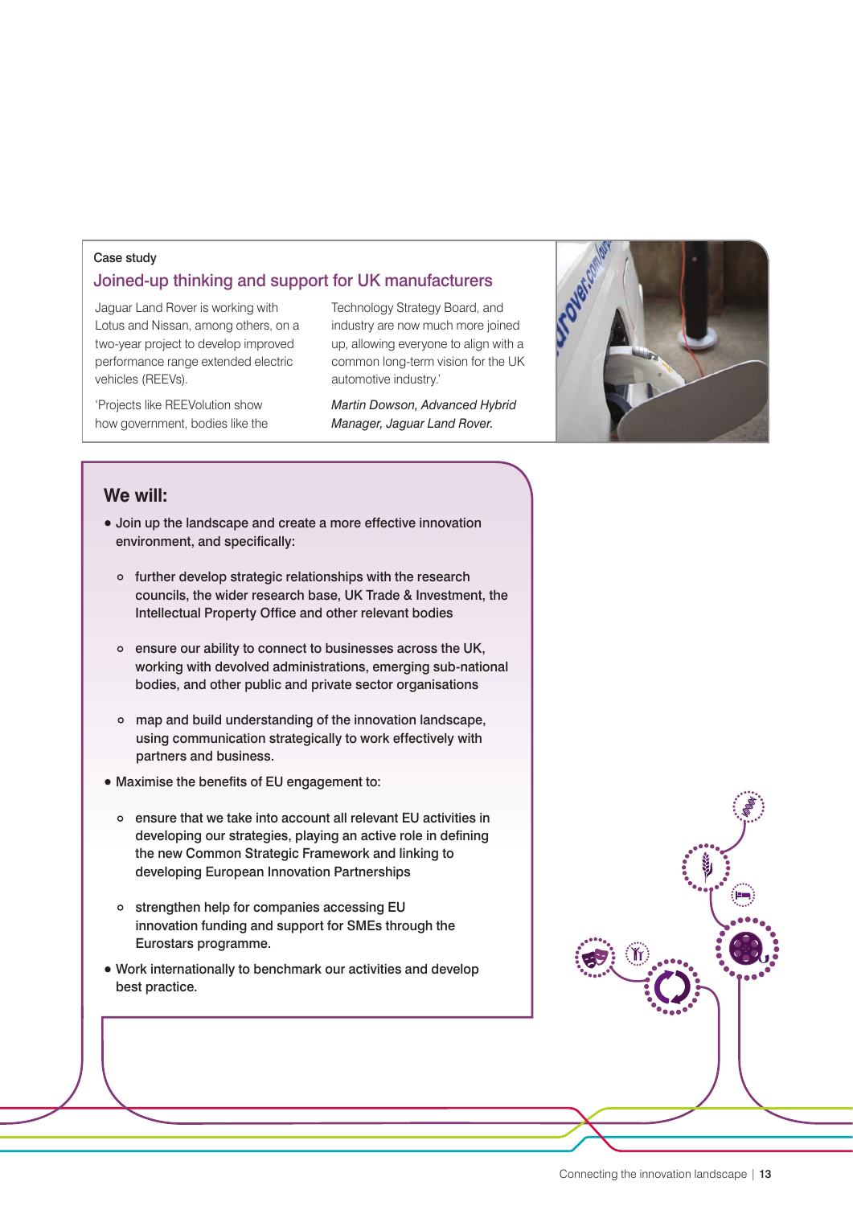Case study

## Joined-up thinking and support for UK manufacturers

Jaguar Land Rover is working with Lotus and Nissan, among others, on a two-year project to develop improved performance range extended electric vehicles (REEVs).

'Projects like REEVolution show how government, bodies like the Technology Strategy Board, and industry are now much more joined up, allowing everyone to align with a common long-term vision for the UK automotive industry.'

*Martin Dowson, Advanced Hybrid Manager, Jaguar Land Rover.*

## We will:

- Join up the landscape and create a more effective innovation environment, and specifically:
  - further develop strategic relationships with the research councils, the wider research base, UK Trade & Investment, the Intellectual Property Office and other relevant bodies
  - ensure our ability to connect to businesses across the UK, working with devolved administrations, emerging sub-national bodies, and other public and private sector organisations
  - map and build understanding of the innovation landscape, using communication strategically to work effectively with partners and business.
- Maximise the benefits of EU engagement to:
  - ensure that we take into account all relevant EU activities in developing our strategies, playing an active role in defining the new Common Strategic Framework and linking to developing European Innovation Partnerships
  - strengthen help for companies accessing EU innovation funding and support for SMEs through the Eurostars programme.
- Work internationally to benchmark our activities and develop best practice.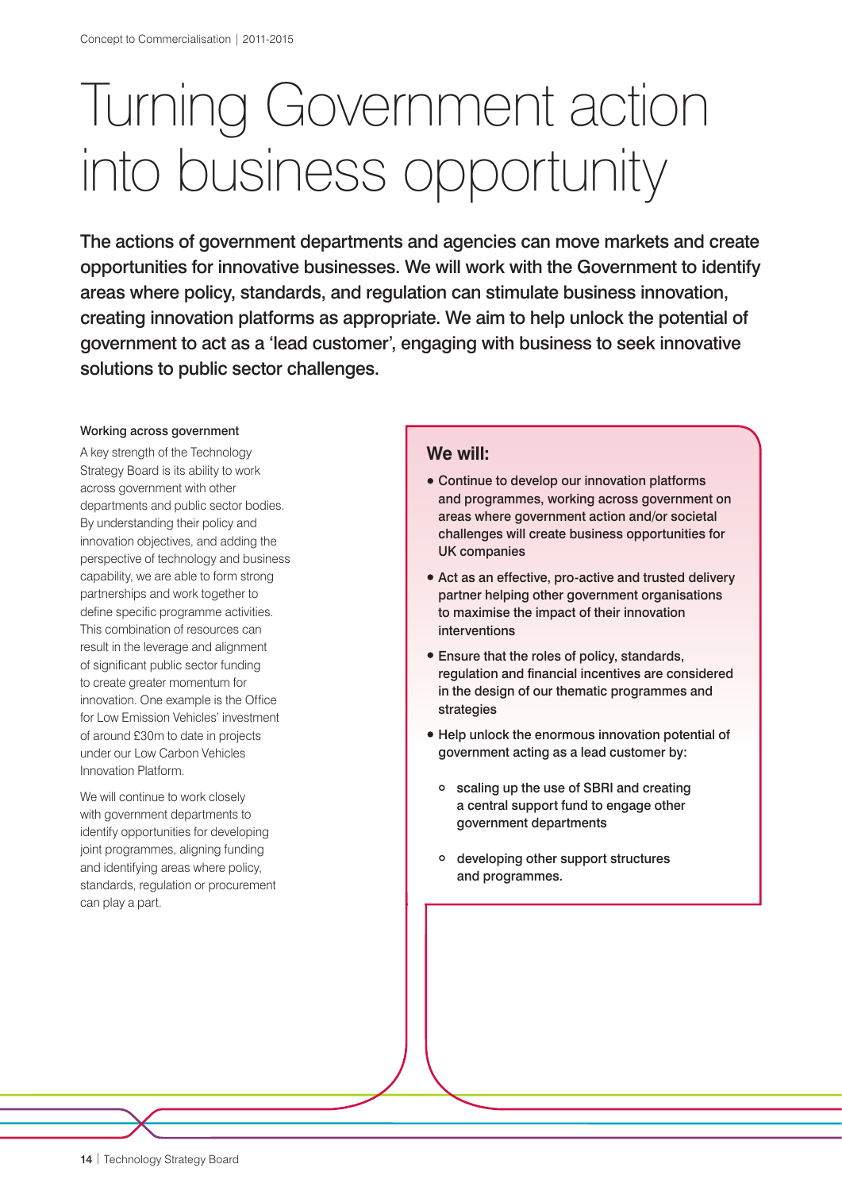# Turning Government action into business opportunity

**The actions of government departments and agencies can move markets and create opportunities for innovative businesses. We will work with the Government to identify areas where policy, standards, and regulation can stimulate business innovation, creating innovation platforms as appropriate. We aim to help unlock the potential of government to act as a 'lead customer', engaging with business to seek innovative solutions to public sector challenges.**

#### Working across government

A key strength of the Technology Strategy Board is its ability to work across government with other departments and public sector bodies. By understanding their policy and innovation objectives, and adding the perspective of technology and business capability, we are able to form strong partnerships and work together to define specific programme activities. This combination of resources can result in the leverage and alignment of significant public sector funding to create greater momentum for innovation. One example is the Office for Low Emission Vehicles' investment of around £30m to date in projects under our Low Carbon Vehicles Innovation Platform.

We will continue to work closely with government departments to identify opportunities for developing joint programmes, aligning funding and identifying areas where policy, standards, regulation or procurement can play a part.

### We will:

- Continue to develop our innovation platforms and programmes, working across government on areas where government action and/or societal challenges will create business opportunities for UK companies
- Act as an effective, pro-active and trusted delivery partner helping other government organisations to maximise the impact of their innovation interventions
- Ensure that the roles of policy, standards, regulation and financial incentives are considered in the design of our thematic programmes and strategies
- Help unlock the enormous innovation potential of government acting as a lead customer by:
  - scaling up the use of SBRI and creating a central support fund to engage other government departments
  - developing other support structures and programmes.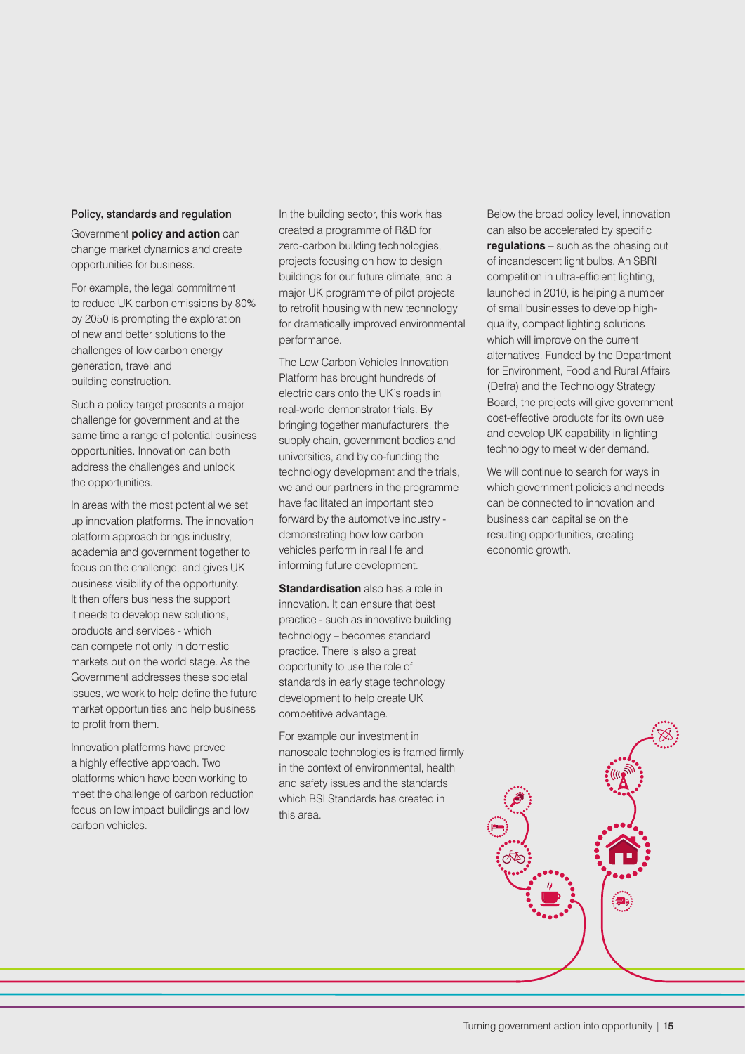### Policy, standards and regulation

Government **policy and action** can change market dynamics and create opportunities for business.

For example, the legal commitment to reduce UK carbon emissions by 80% by 2050 is prompting the exploration of new and better solutions to the challenges of low carbon energy generation, travel and building construction.

Such a policy target presents a major challenge for government and at the same time a range of potential business opportunities. Innovation can both address the challenges and unlock the opportunities.

In areas with the most potential we set up innovation platforms. The innovation platform approach brings industry, academia and government together to focus on the challenge, and gives UK business visibility of the opportunity. It then offers business the support it needs to develop new solutions, products and services - which can compete not only in domestic markets but on the world stage. As the Government addresses these societal issues, we work to help define the future market opportunities and help business to profit from them.

Innovation platforms have proved a highly effective approach. Two platforms which have been working to meet the challenge of carbon reduction focus on low impact buildings and low carbon vehicles.

In the building sector, this work has created a programme of R&D for zero-carbon building technologies, projects focusing on how to design buildings for our future climate, and a major UK programme of pilot projects to retrofit housing with new technology for dramatically improved environmental performance.

The Low Carbon Vehicles Innovation Platform has brought hundreds of electric cars onto the UK's roads in real-world demonstrator trials. By bringing together manufacturers, the supply chain, government bodies and universities, and by co-funding the technology development and the trials, we and our partners in the programme have facilitated an important step forward by the automotive industry - demonstrating how low carbon vehicles perform in real life and informing future development.

**Standardisation** also has a role in innovation. It can ensure that best practice - such as innovative building technology – becomes standard practice. There is also a great opportunity to use the role of standards in early stage technology development to help create UK competitive advantage.

For example our investment in nanoscale technologies is framed firmly in the context of environmental, health and safety issues and the standards which BSI Standards has created in this area.

Below the broad policy level, innovation can also be accelerated by specific **regulations** – such as the phasing out of incandescent light bulbs. An SBRI competition in ultra-efficient lighting, launched in 2010, is helping a number of small businesses to develop high-quality, compact lighting solutions which will improve on the current alternatives. Funded by the Department for Environment, Food and Rural Affairs (Defra) and the Technology Strategy Board, the projects will give government cost-effective products for its own use and develop UK capability in lighting technology to meet wider demand.

We will continue to search for ways in which government policies and needs can be connected to innovation and business can capitalise on the resulting opportunities, creating economic growth.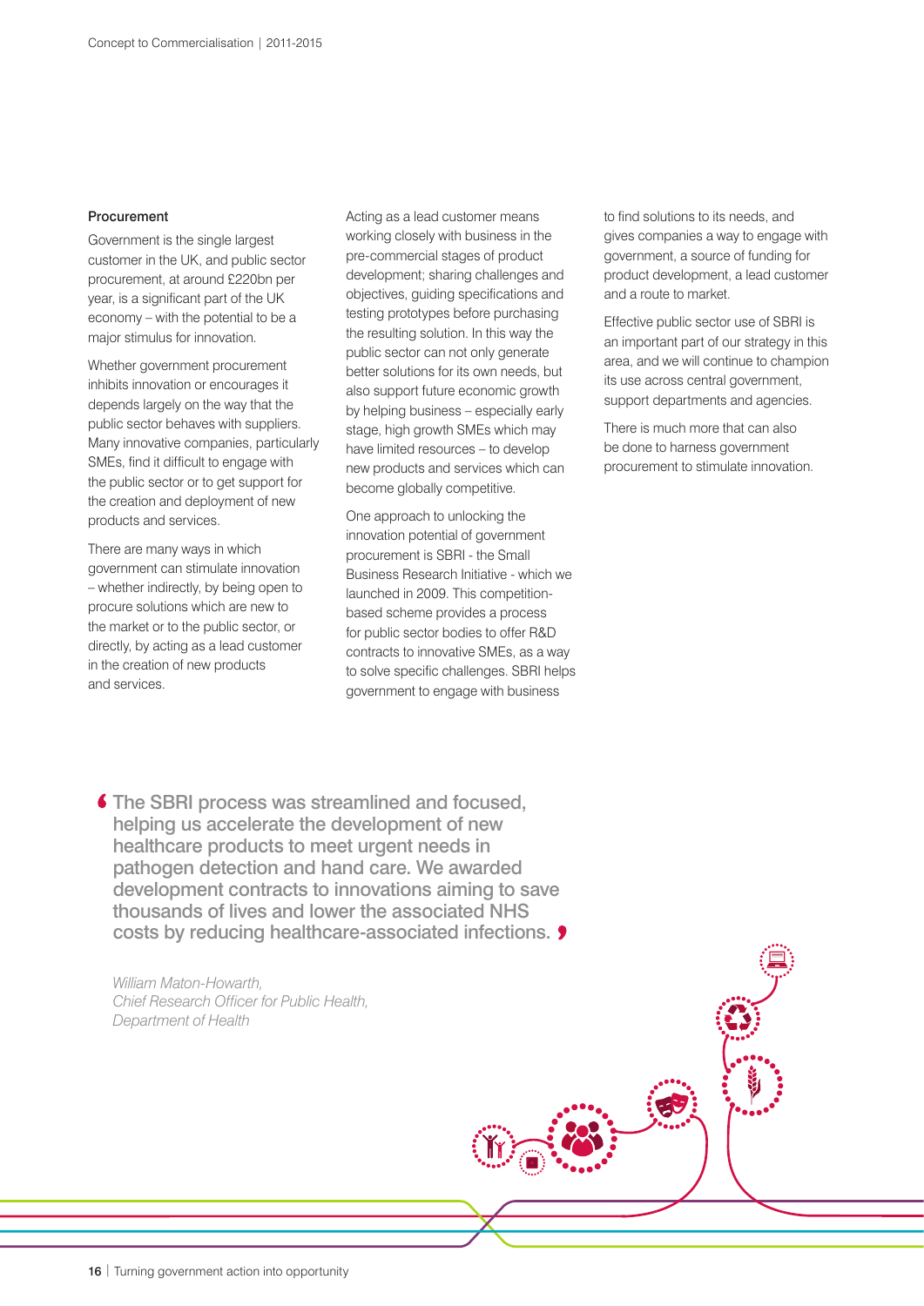### Procurement

Government is the single largest customer in the UK, and public sector procurement, at around £220bn per year, is a significant part of the UK economy – with the potential to be a major stimulus for innovation.

Whether government procurement inhibits innovation or encourages it depends largely on the way that the public sector behaves with suppliers. Many innovative companies, particularly SMEs, find it difficult to engage with the public sector or to get support for the creation and deployment of new products and services.

There are many ways in which government can stimulate innovation – whether indirectly, by being open to procure solutions which are new to the market or to the public sector, or directly, by acting as a lead customer in the creation of new products and services.

Acting as a lead customer means working closely with business in the pre-commercial stages of product development; sharing challenges and objectives, guiding specifications and testing prototypes before purchasing the resulting solution. In this way the public sector can not only generate better solutions for its own needs, but also support future economic growth by helping business – especially early stage, high growth SMEs which may have limited resources – to develop new products and services which can become globally competitive.

One approach to unlocking the innovation potential of government procurement is SBRI - the Small Business Research Initiative - which we launched in 2009. This competition-based scheme provides a process for public sector bodies to offer R&D contracts to innovative SMEs, as a way to solve specific challenges. SBRI helps government to engage with business to find solutions to its needs, and gives companies a way to engage with government, a source of funding for product development, a lead customer and a route to market.

Effective public sector use of SBRI is an important part of our strategy in this area, and we will continue to champion its use across central government, support departments and agencies.

There is much more that can also be done to harness government procurement to stimulate innovation.

> **The SBRI process was streamlined and focused, helping us accelerate the development of new healthcare products to meet urgent needs in pathogen detection and hand care. We awarded development contracts to innovations aiming to save thousands of lives and lower the associated NHS costs by reducing healthcare-associated infections.**
>
> *William Maton-Howarth,*
> *Chief Research Officer for Public Health,*
> *Department of Health*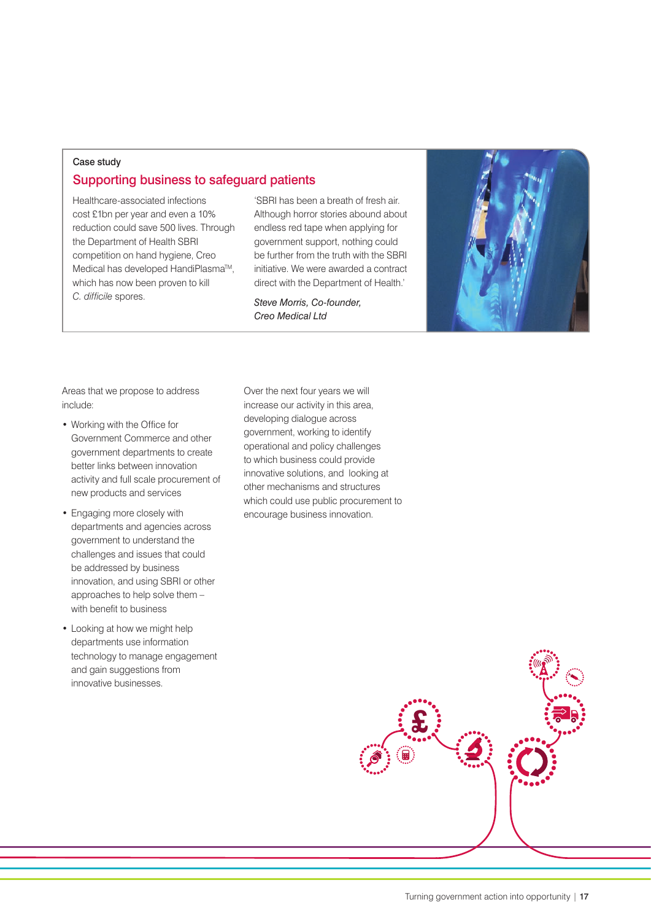Case study

## Supporting business to safeguard patients

Healthcare-associated infections cost £1bn per year and even a 10% reduction could save 500 lives. Through the Department of Health SBRI competition on hand hygiene, Creo Medical has developed HandiPlasma™, which has now been proven to kill *C. difficile* spores.

'SBRI has been a breath of fresh air. Although horror stories abound about endless red tape when applying for government support, nothing could be further from the truth with the SBRI initiative. We were awarded a contract direct with the Department of Health.'

*Steve Morris, Co-founder, Creo Medical Ltd*

Areas that we propose to address include:

- Working with the Office for Government Commerce and other government departments to create better links between innovation activity and full scale procurement of new products and services
- Engaging more closely with departments and agencies across government to understand the challenges and issues that could be addressed by business innovation, and using SBRI or other approaches to help solve them – with benefit to business
- Looking at how we might help departments use information technology to manage engagement and gain suggestions from innovative businesses.

Over the next four years we will increase our activity in this area, developing dialogue across government, working to identify operational and policy challenges to which business could provide innovative solutions, and looking at other mechanisms and structures which could use public procurement to encourage business innovation.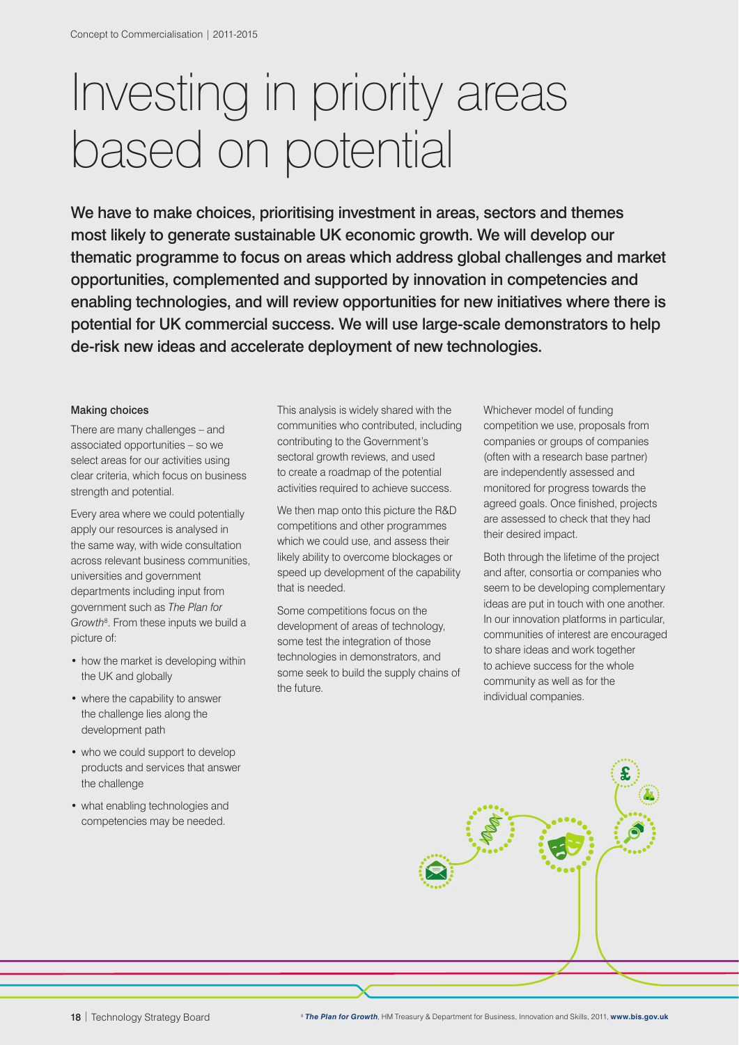# Investing in priority areas based on potential

**We have to make choices, prioritising investment in areas, sectors and themes most likely to generate sustainable UK economic growth. We will develop our thematic programme to focus on areas which address global challenges and market opportunities, complemented and supported by innovation in competencies and enabling technologies, and will review opportunities for new initiatives where there is potential for UK commercial success. We will use large-scale demonstrators to help de-risk new ideas and accelerate deployment of new technologies.**

### Making choices

There are many challenges – and associated opportunities – so we select areas for our activities using clear criteria, which focus on business strength and potential.

Every area where we could potentially apply our resources is analysed in the same way, with wide consultation across relevant business communities, universities and government departments including input from government such as *The Plan for Growth*[8]. From these inputs we build a picture of:

- how the market is developing within the UK and globally
- where the capability to answer the challenge lies along the development path
- who we could support to develop products and services that answer the challenge
- what enabling technologies and competencies may be needed.

This analysis is widely shared with the communities who contributed, including contributing to the Government's sectoral growth reviews, and used to create a roadmap of the potential activities required to achieve success.

We then map onto this picture the R&D competitions and other programmes which we could use, and assess their likely ability to overcome blockages or speed up development of the capability that is needed.

Some competitions focus on the development of areas of technology, some test the integration of those technologies in demonstrators, and some seek to build the supply chains of the future.

Whichever model of funding competition we use, proposals from companies or groups of companies (often with a research base partner) are independently assessed and monitored for progress towards the agreed goals. Once finished, projects are assessed to check that they had their desired impact.

Both through the lifetime of the project and after, consortia or companies who seem to be developing complementary ideas are put in touch with one another. In our innovation platforms in particular, communities of interest are encouraged to share ideas and work together to achieve success for the whole community as well as for the individual companies.

[8] ***The Plan for Growth***, HM Treasury & Department for Business, Innovation and Skills, 2011, **www.bis.gov.uk**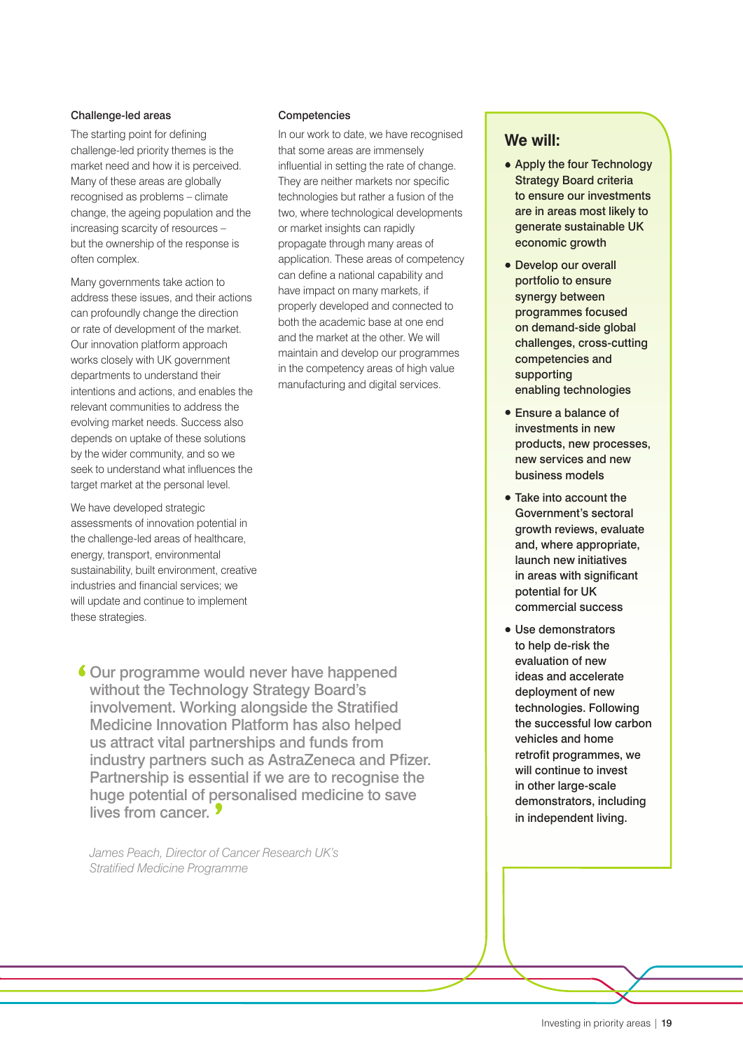### Challenge-led areas

The starting point for defining challenge-led priority themes is the market need and how it is perceived. Many of these areas are globally recognised as problems – climate change, the ageing population and the increasing scarcity of resources – but the ownership of the response is often complex.

Many governments take action to address these issues, and their actions can profoundly change the direction or rate of development of the market. Our innovation platform approach works closely with UK government departments to understand their intentions and actions, and enables the relevant communities to address the evolving market needs. Success also depends on uptake of these solutions by the wider community, and so we seek to understand what influences the target market at the personal level.

We have developed strategic assessments of innovation potential in the challenge-led areas of healthcare, energy, transport, environmental sustainability, built environment, creative industries and financial services; we will update and continue to implement these strategies.

### Competencies

In our work to date, we have recognised that some areas are immensely influential in setting the rate of change. They are neither markets nor specific technologies but rather a fusion of the two, where technological developments or market insights can rapidly propagate through many areas of application. These areas of competency can define a national capability and have impact on many markets, if properly developed and connected to both the academic base at one end and the market at the other. We will maintain and develop our programmes in the competency areas of high value manufacturing and digital services.

> "Our programme would never have happened without the Technology Strategy Board's involvement. Working alongside the Stratified Medicine Innovation Platform has also helped us attract vital partnerships and funds from industry partners such as AstraZeneca and Pfizer. Partnership is essential if we are to recognise the huge potential of personalised medicine to save lives from cancer."
>
> *James Peach, Director of Cancer Research UK's Stratified Medicine Programme*

## We will:

- **Apply the four Technology Strategy Board criteria to ensure our investments are in areas most likely to generate sustainable UK economic growth**
- **Develop our overall portfolio to ensure synergy between programmes focused on demand-side global challenges, cross-cutting competencies and supporting enabling technologies**
- **Ensure a balance of investments in new products, new processes, new services and new business models**
- **Take into account the Government's sectoral growth reviews, evaluate and, where appropriate, launch new initiatives in areas with significant potential for UK commercial success**
- **Use demonstrators to help de-risk the evaluation of new ideas and accelerate deployment of new technologies. Following the successful low carbon vehicles and home retrofit programmes, we will continue to invest in other large-scale demonstrators, including in independent living.**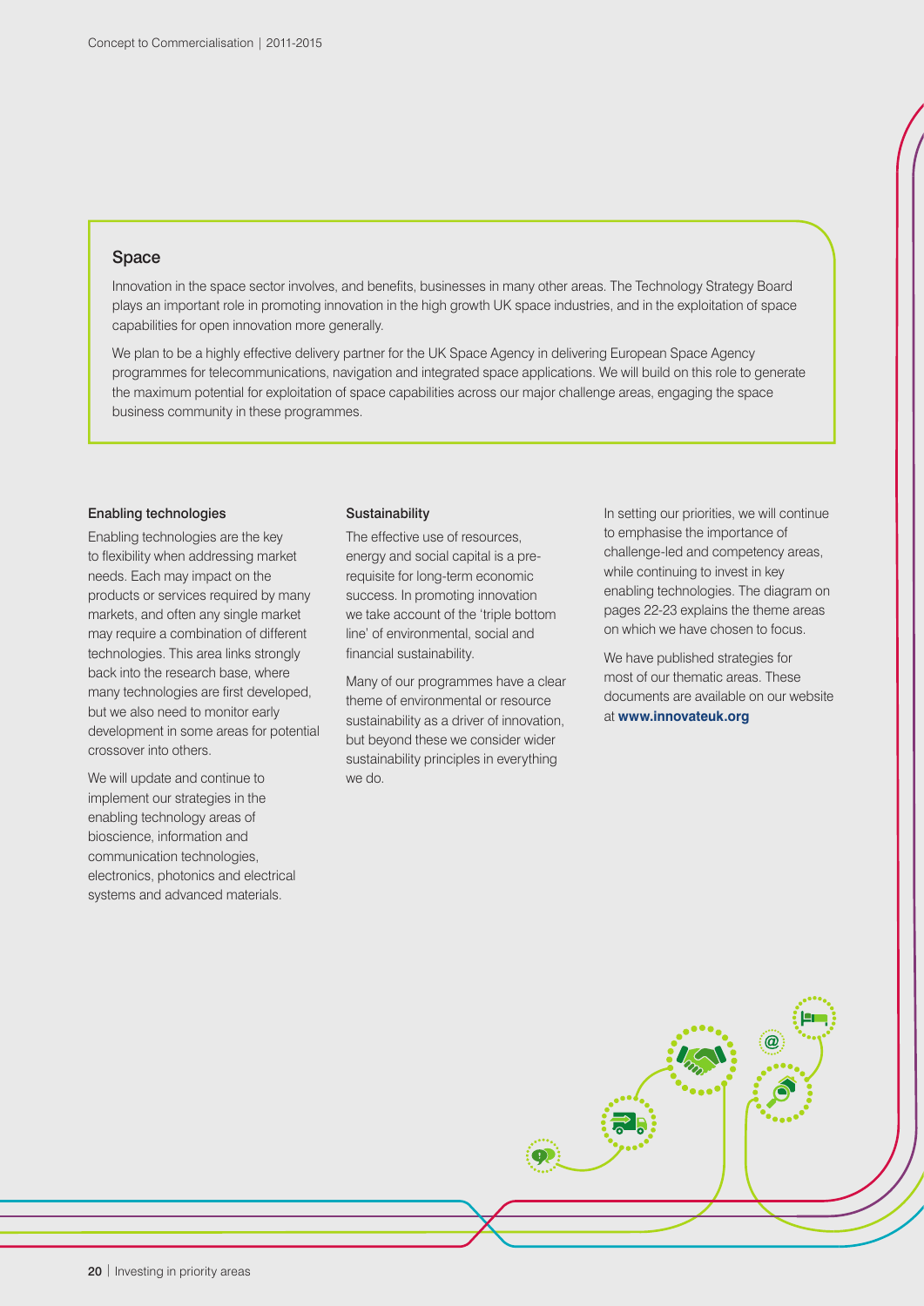## Space

Innovation in the space sector involves, and benefits, businesses in many other areas. The Technology Strategy Board plays an important role in promoting innovation in the high growth UK space industries, and in the exploitation of space capabilities for open innovation more generally.

We plan to be a highly effective delivery partner for the UK Space Agency in delivering European Space Agency programmes for telecommunications, navigation and integrated space applications. We will build on this role to generate the maximum potential for exploitation of space capabilities across our major challenge areas, engaging the space business community in these programmes.

### Enabling technologies

Enabling technologies are the key to flexibility when addressing market needs. Each may impact on the products or services required by many markets, and often any single market may require a combination of different technologies. This area links strongly back into the research base, where many technologies are first developed, but we also need to monitor early development in some areas for potential crossover into others.

We will update and continue to implement our strategies in the enabling technology areas of bioscience, information and communication technologies, electronics, photonics and electrical systems and advanced materials.

### Sustainability

The effective use of resources, energy and social capital is a pre-requisite for long-term economic success. In promoting innovation we take account of the 'triple bottom line' of environmental, social and financial sustainability.

Many of our programmes have a clear theme of environmental or resource sustainability as a driver of innovation, but beyond these we consider wider sustainability principles in everything we do.

In setting our priorities, we will continue to emphasise the importance of challenge-led and competency areas, while continuing to invest in key enabling technologies. The diagram on pages 22-23 explains the theme areas on which we have chosen to focus.

We have published strategies for most of our thematic areas. These documents are available on our website at **www.innovateuk.org**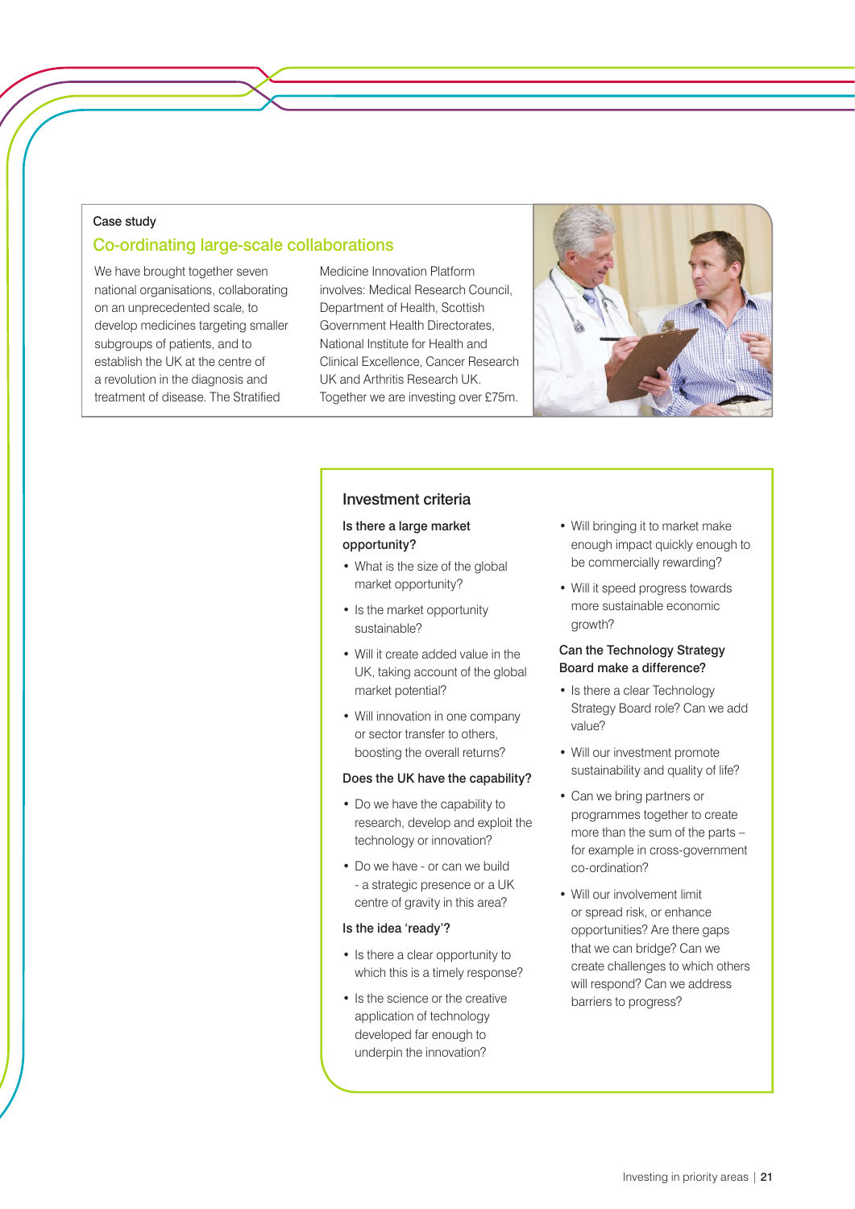Case study

## Co-ordinating large-scale collaborations

We have brought together seven national organisations, collaborating on an unprecedented scale, to develop medicines targeting smaller subgroups of patients, and to establish the UK at the centre of a revolution in the diagnosis and treatment of disease. The Stratified Medicine Innovation Platform involves: Medical Research Council, Department of Health, Scottish Government Health Directorates, National Institute for Health and Clinical Excellence, Cancer Research UK and Arthritis Research UK. Together we are investing over £75m.

## Investment criteria

### Is there a large market opportunity?

- What is the size of the global market opportunity?
- Is the market opportunity sustainable?
- Will it create added value in the UK, taking account of the global market potential?
- Will innovation in one company or sector transfer to others, boosting the overall returns?

### Does the UK have the capability?

- Do we have the capability to research, develop and exploit the technology or innovation?
- Do we have - or can we build - a strategic presence or a UK centre of gravity in this area?

### Is the idea 'ready'?

- Is there a clear opportunity to which this is a timely response?
- Is the science or the creative application of technology developed far enough to underpin the innovation?
- Will bringing it to market make enough impact quickly enough to be commercially rewarding?
- Will it speed progress towards more sustainable economic growth?

### Can the Technology Strategy Board make a difference?

- Is there a clear Technology Strategy Board role? Can we add value?
- Will our investment promote sustainability and quality of life?
- Can we bring partners or programmes together to create more than the sum of the parts – for example in cross-government co-ordination?
- Will our involvement limit or spread risk, or enhance opportunities? Are there gaps that we can bridge? Can we create challenges to which others will respond? Can we address barriers to progress?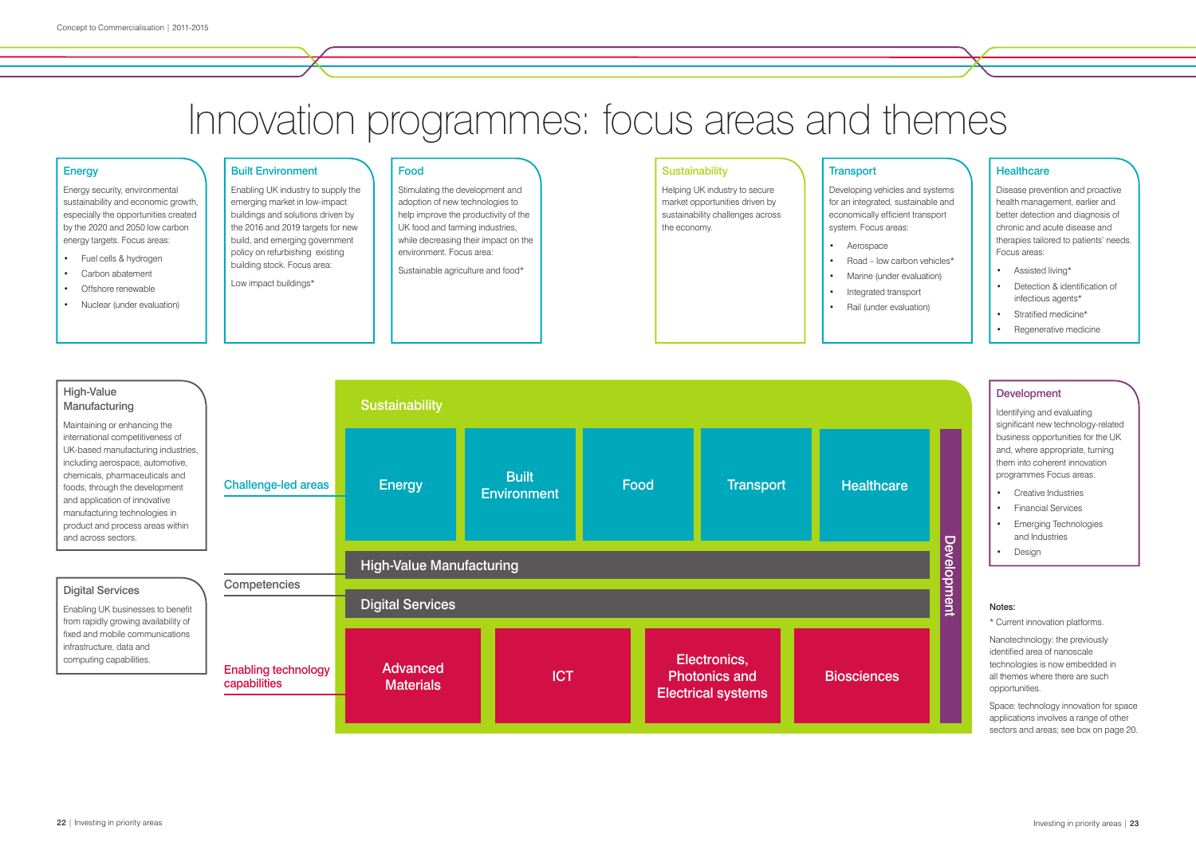# Innovation programmes: focus areas and themes

### Energy

Energy security, environmental sustainability and economic growth, especially the opportunities created by the 2020 and 2050 low carbon energy targets. Focus areas:

- Fuel cells & hydrogen
- Carbon abatement
- Offshore renewable
- Nuclear (under evaluation)

### Built Environment

Enabling UK industry to supply the emerging market in low-impact buildings and solutions driven by the 2016 and 2019 targets for new build, and emerging government policy on refurbishing existing building stock. Focus area:

Low impact buildings*

### Food

Stimulating the development and adoption of new technologies to help improve the productivity of the UK food and farming industries, while decreasing their impact on the environment. Focus area:

Sustainable agriculture and food*

### Sustainability

Helping UK industry to secure market opportunities driven by sustainability challenges across the economy.

### Transport

Developing vehicles and systems for an integrated, sustainable and economically efficient transport system. Focus areas:

- Aerospace
- Road – low carbon vehicles*
- Marine (under evaluation)
- Integrated transport
- Rail (under evaluation)

### Healthcare

Disease prevention and proactive health management, earlier and better detection and diagnosis of chronic and acute disease and therapies tailored to patients' needs. Focus areas:

- Assisted living*
- Detection & identification of infectious agents*
- Stratified medicine*
- Regenerative medicine

### High-Value Manufacturing

Maintaining or enhancing the international competitiveness of UK-based manufacturing industries, including aerospace, automotive, chemicals, pharmaceuticals and foods, through the development and application of innovative manufacturing technologies in product and process areas within and across sectors.

### Digital Services

Enabling UK businesses to benefit from rapidly growing availability of fixed and mobile communications infrastructure, data and computing capabilities.

### Development

Identifying and evaluating significant new technology-related business opportunities for the UK and, where appropriate, turning them into coherent innovation programmes Focus areas:

- Creative Industries
- Financial Services
- Emerging Technologies and Industries
- Design

**Challenge-led areas** (within Sustainability): Energy | Built Environment | Food | Transport | Healthcare

**Competencies**: High-Value Manufacturing | Digital Services

**Enabling technology capabilities**: Advanced Materials | ICT | Electronics, Photonics and Electrical systems | Biosciences

Development (spanning all)

**Notes:**

* Current innovation platforms.

Nanotechnology: the previously identified area of nanoscale technologies is now embedded in all themes where there are such opportunities.

Space: technology innovation for space applications involves a range of other sectors and areas; see box on page 20.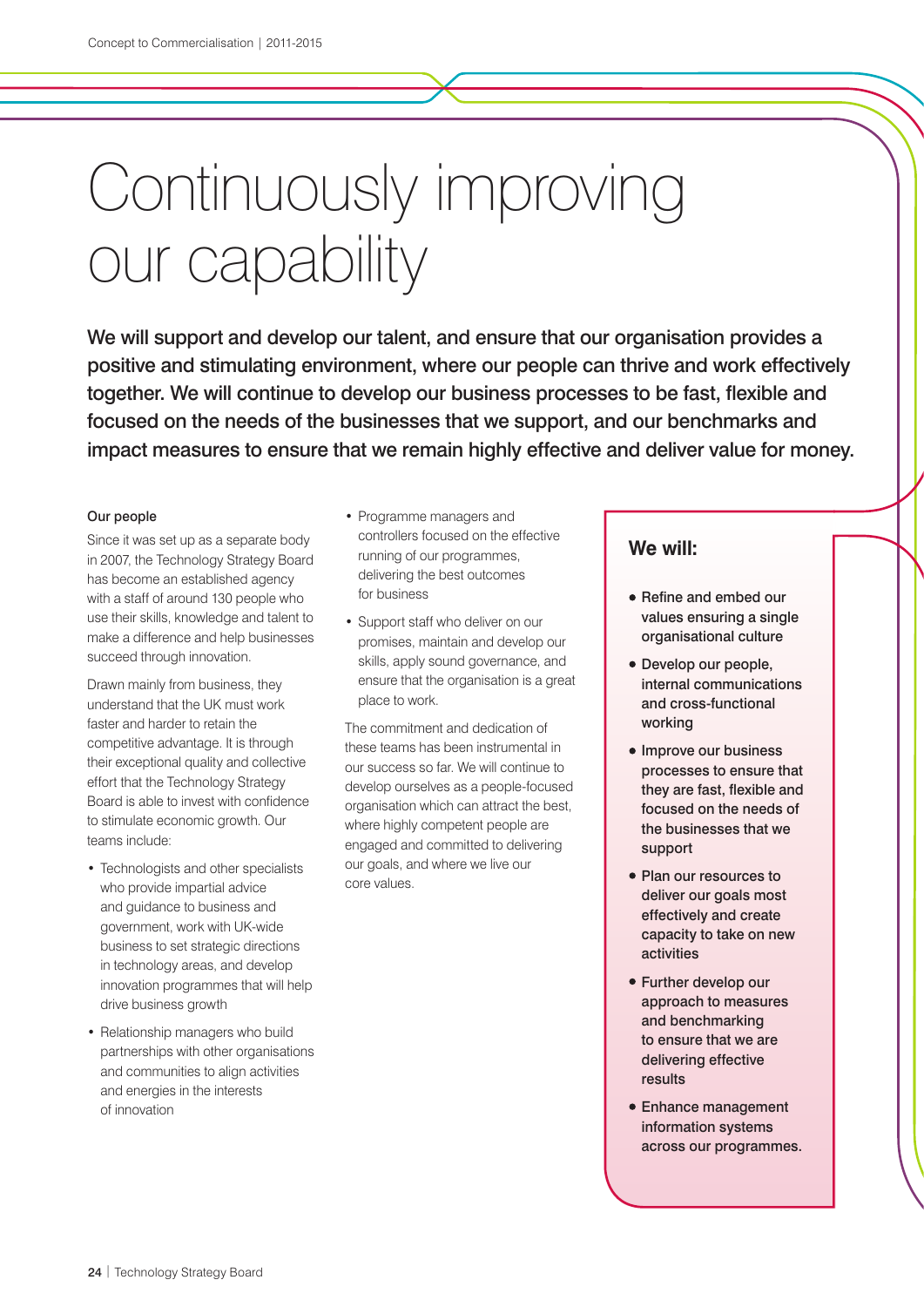# Continuously improving our capability

**We will support and develop our talent, and ensure that our organisation provides a positive and stimulating environment, where our people can thrive and work effectively together. We will continue to develop our business processes to be fast, flexible and focused on the needs of the businesses that we support, and our benchmarks and impact measures to ensure that we remain highly effective and deliver value for money.**

### Our people

Since it was set up as a separate body in 2007, the Technology Strategy Board has become an established agency with a staff of around 130 people who use their skills, knowledge and talent to make a difference and help businesses succeed through innovation.

Drawn mainly from business, they understand that the UK must work faster and harder to retain the competitive advantage. It is through their exceptional quality and collective effort that the Technology Strategy Board is able to invest with confidence to stimulate economic growth. Our teams include:

- Technologists and other specialists who provide impartial advice and guidance to business and government, work with UK-wide business to set strategic directions in technology areas, and develop innovation programmes that will help drive business growth
- Relationship managers who build partnerships with other organisations and communities to align activities and energies in the interests of innovation
- Programme managers and controllers focused on the effective running of our programmes, delivering the best outcomes for business
- Support staff who deliver on our promises, maintain and develop our skills, apply sound governance, and ensure that the organisation is a great place to work.

The commitment and dedication of these teams has been instrumental in our success so far. We will continue to develop ourselves as a people-focused organisation which can attract the best, where highly competent people are engaged and committed to delivering our goals, and where we live our core values.

### We will:

- **Refine and embed our values ensuring a single organisational culture**
- **Develop our people, internal communications and cross-functional working**
- **Improve our business processes to ensure that they are fast, flexible and focused on the needs of the businesses that we support**
- **Plan our resources to deliver our goals most effectively and create capacity to take on new activities**
- **Further develop our approach to measures and benchmarking to ensure that we are delivering effective results**
- **Enhance management information systems across our programmes.**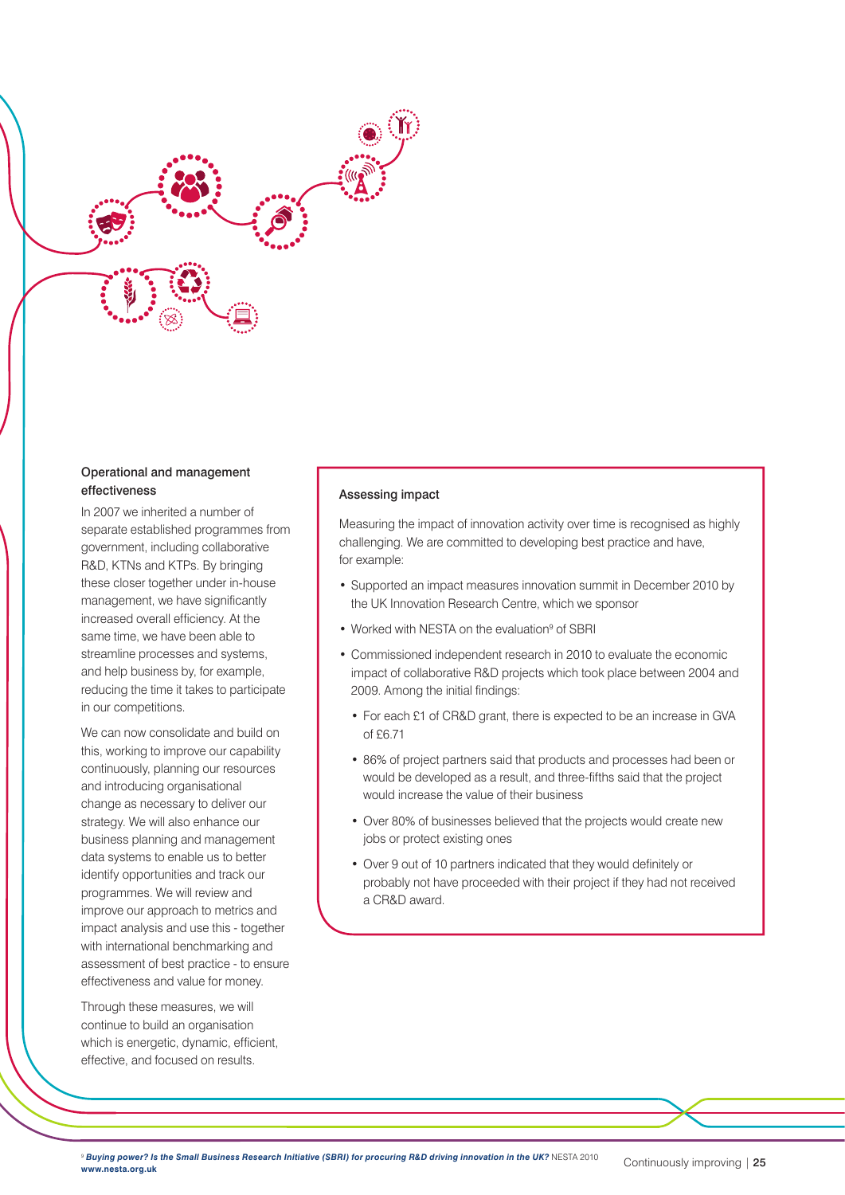### Operational and management effectiveness

In 2007 we inherited a number of separate established programmes from government, including collaborative R&D, KTNs and KTPs. By bringing these closer together under in-house management, we have significantly increased overall efficiency. At the same time, we have been able to streamline processes and systems, and help business by, for example, reducing the time it takes to participate in our competitions.

We can now consolidate and build on this, working to improve our capability continuously, planning our resources and introducing organisational change as necessary to deliver our strategy. We will also enhance our business planning and management data systems to enable us to better identify opportunities and track our programmes. We will review and improve our approach to metrics and impact analysis and use this - together with international benchmarking and assessment of best practice - to ensure effectiveness and value for money.

Through these measures, we will continue to build an organisation which is energetic, dynamic, efficient, effective, and focused on results.

### Assessing impact

Measuring the impact of innovation activity over time is recognised as highly challenging. We are committed to developing best practice and have, for example:

- Supported an impact measures innovation summit in December 2010 by the UK Innovation Research Centre, which we sponsor
- Worked with NESTA on the evaluation[9] of SBRI
- Commissioned independent research in 2010 to evaluate the economic impact of collaborative R&D projects which took place between 2004 and 2009. Among the initial findings:
  - For each £1 of CR&D grant, there is expected to be an increase in GVA of £6.71
  - 86% of project partners said that products and processes had been or would be developed as a result, and three-fifths said that the project would increase the value of their business
  - Over 80% of businesses believed that the projects would create new jobs or protect existing ones
  - Over 9 out of 10 partners indicated that they would definitely or probably not have proceeded with their project if they had not received a CR&D award.

[9] ***Buying power? Is the Small Business Research Initiative (SBRI) for procuring R&D driving innovation in the UK?*** NESTA 2010 **www.nesta.org.uk**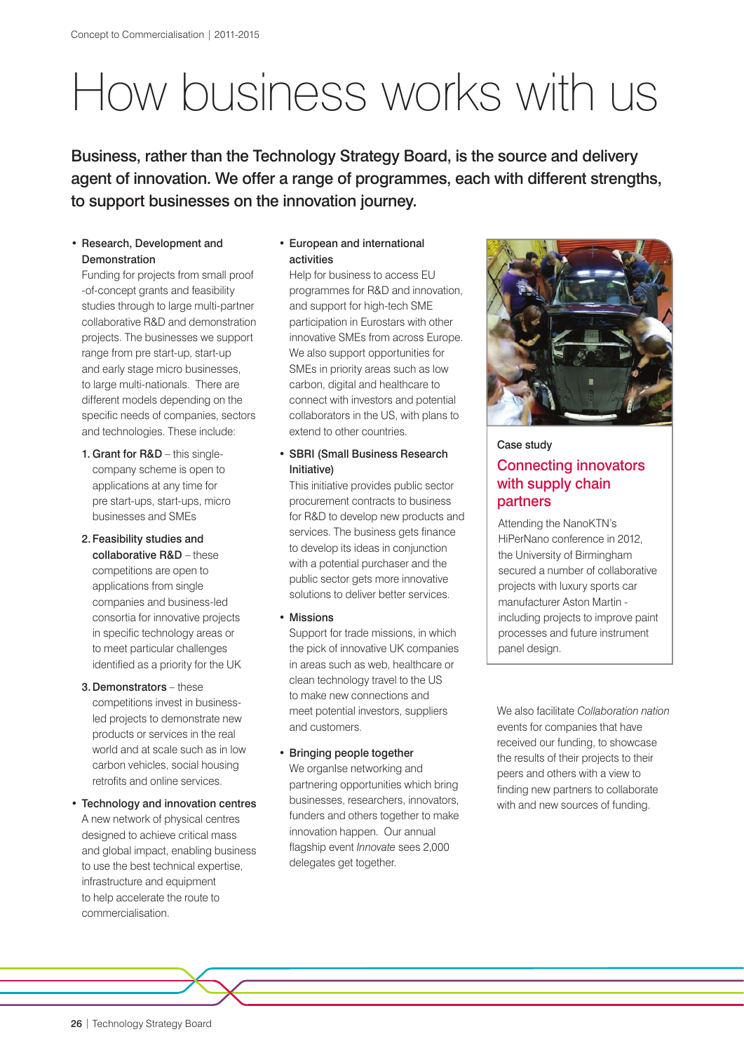# How business works with us

**Business, rather than the Technology Strategy Board, is the source and delivery agent of innovation. We offer a range of programmes, each with different strengths, to support businesses on the innovation journey.**

- **Research, Development and Demonstration**
  Funding for projects from small proof -of-concept grants and feasibility studies through to large multi-partner collaborative R&D and demonstration projects. The businesses we support range from pre start-up, start-up and early stage micro businesses, to large multi-nationals. There are different models depending on the specific needs of companies, sectors and technologies. These include:

  1. **Grant for R&D** – this single-company scheme is open to applications at any time for pre start-ups, start-ups, micro businesses and SMEs
  2. **Feasibility studies and collaborative R&D** – these competitions are open to applications from single companies and business-led consortia for innovative projects in specific technology areas or to meet particular challenges identified as a priority for the UK
  3. **Demonstrators** – these competitions invest in business-led projects to demonstrate new products or services in the real world and at scale such as in low carbon vehicles, social housing retrofits and online services.

- **Technology and innovation centres**
  A new network of physical centres designed to achieve critical mass and global impact, enabling business to use the best technical expertise, infrastructure and equipment to help accelerate the route to commercialisation.

- **European and international activities**
  Help for business to access EU programmes for R&D and innovation, and support for high-tech SME participation in Eurostars with other innovative SMEs from across Europe. We also support opportunities for SMEs in priority areas such as low carbon, digital and healthcare to connect with investors and potential collaborators in the US, with plans to extend to other countries.

- **SBRI (Small Business Research Initiative)**
  This initiative provides public sector procurement contracts to business for R&D to develop new products and services. The business gets finance to develop its ideas in conjunction with a potential purchaser and the public sector gets more innovative solutions to deliver better services.

- **Missions**
  Support for trade missions, in which the pick of innovative UK companies in areas such as web, healthcare or clean technology travel to the US to make new connections and meet potential investors, suppliers and customers.

- **Bringing people together**
  We organise networking and partnering opportunities which bring businesses, researchers, innovators, funders and others together to make innovation happen. Our annual flagship event *Innovate* sees 2,000 delegates get together.

**Case study**

## Connecting innovators with supply chain partners

Attending the NanoKTN's HiPerNano conference in 2012, the University of Birmingham secured a number of collaborative projects with luxury sports car manufacturer Aston Martin - including projects to improve paint processes and future instrument panel design.

We also facilitate *Collaboration nation* events for companies that have received our funding, to showcase the results of their projects to their peers and others with a view to finding new partners to collaborate with and new sources of funding.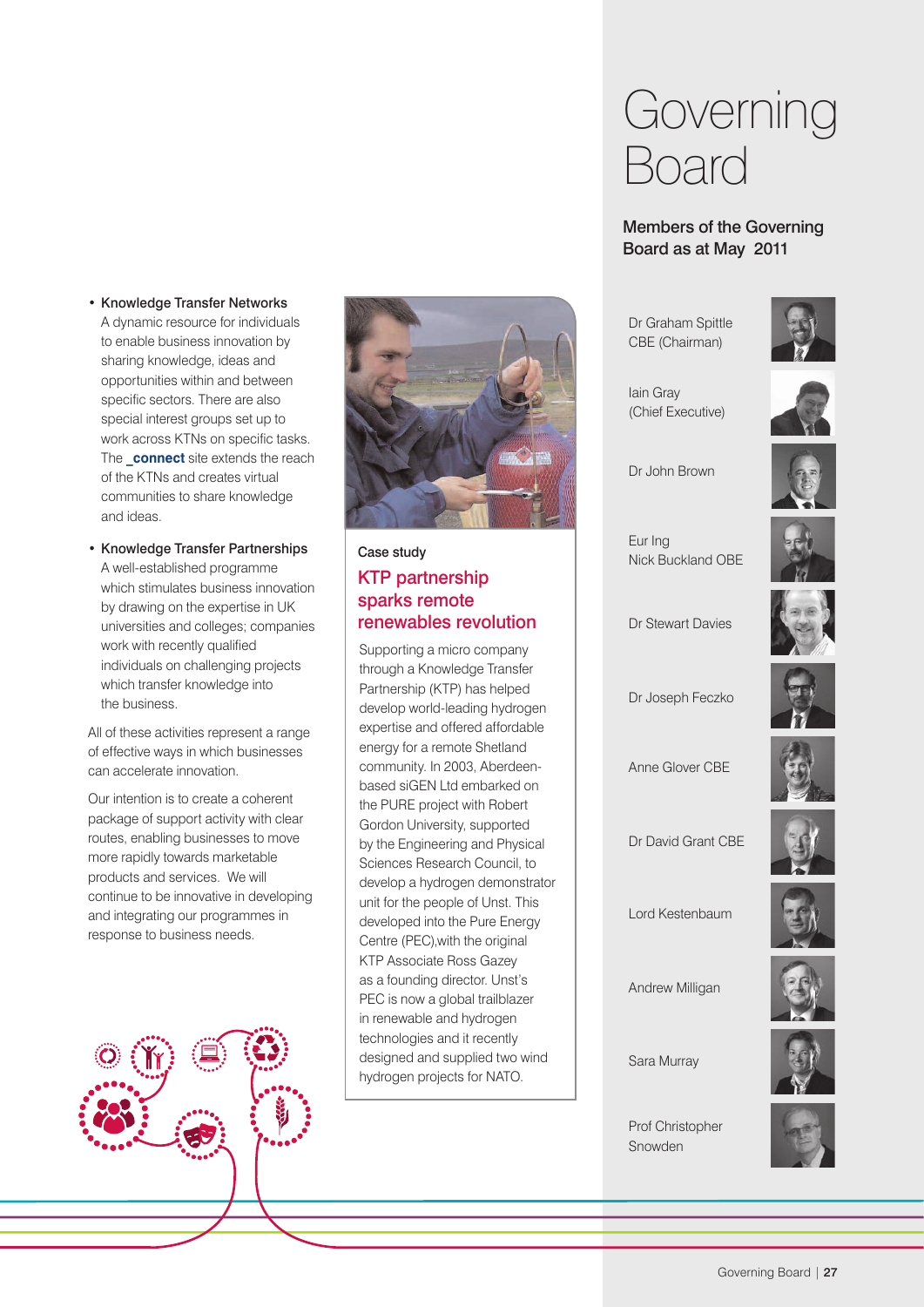- **Knowledge Transfer Networks**
  A dynamic resource for individuals to enable business innovation by sharing knowledge, ideas and opportunities within and between specific sectors. There are also special interest groups set up to work across KTNs on specific tasks. The **_connect** site extends the reach of the KTNs and creates virtual communities to share knowledge and ideas.

- **Knowledge Transfer Partnerships**
  A well-established programme which stimulates business innovation by drawing on the expertise in UK universities and colleges; companies work with recently qualified individuals on challenging projects which transfer knowledge into the business.

All of these activities represent a range of effective ways in which businesses can accelerate innovation.

Our intention is to create a coherent package of support activity with clear routes, enabling businesses to move more rapidly towards marketable products and services. We will continue to be innovative in developing and integrating our programmes in response to business needs.

Case study

## KTP partnership sparks remote renewables revolution

Supporting a micro company through a Knowledge Transfer Partnership (KTP) has helped develop world-leading hydrogen expertise and offered affordable energy for a remote Shetland community. In 2003, Aberdeen-based siGEN Ltd embarked on the PURE project with Robert Gordon University, supported by the Engineering and Physical Sciences Research Council, to develop a hydrogen demonstrator unit for the people of Unst. This developed into the Pure Energy Centre (PEC),with the original KTP Associate Ross Gazey as a founding director. Unst's PEC is now a global trailblazer in renewable and hydrogen technologies and it recently designed and supplied two wind hydrogen projects for NATO.

# Governing Board

### Members of the Governing Board as at May 2011

Dr Graham Spittle CBE (Chairman)

Iain Gray (Chief Executive)

Dr John Brown

Eur Ing Nick Buckland OBE

Dr Stewart Davies

Dr Joseph Feczko

Anne Glover CBE

Dr David Grant CBE

Lord Kestenbaum

Andrew Milligan

Sara Murray

Prof Christopher Snowden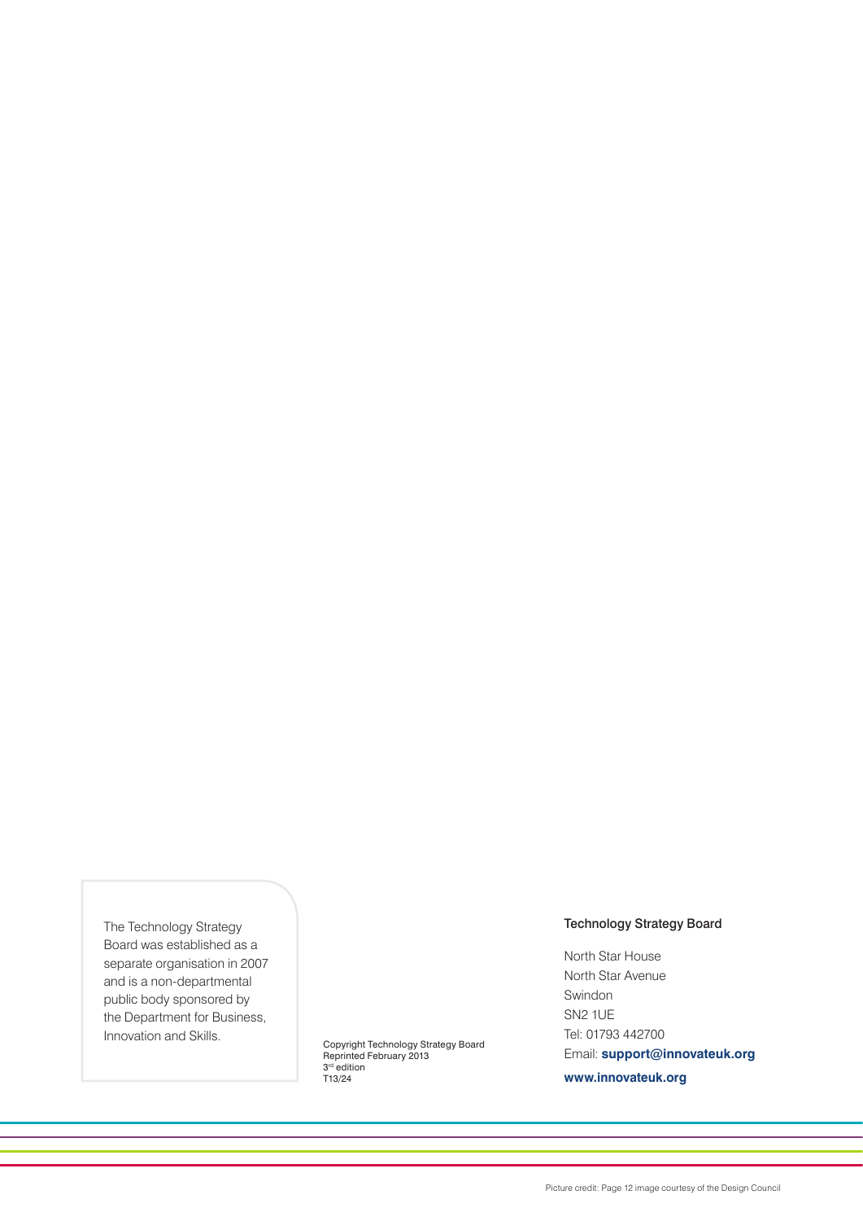The Technology Strategy Board was established as a separate organisation in 2007 and is a non-departmental public body sponsored by the Department for Business, Innovation and Skills.

Copyright Technology Strategy Board
Reprinted February 2013
3rd edition
T13/24

**Technology Strategy Board**

North Star House
North Star Avenue
Swindon
SN2 1UE
Tel: 01793 442700
Email: **support@innovateuk.org**

**www.innovateuk.org**

Picture credit: Page 12 image courtesy of the Design Council